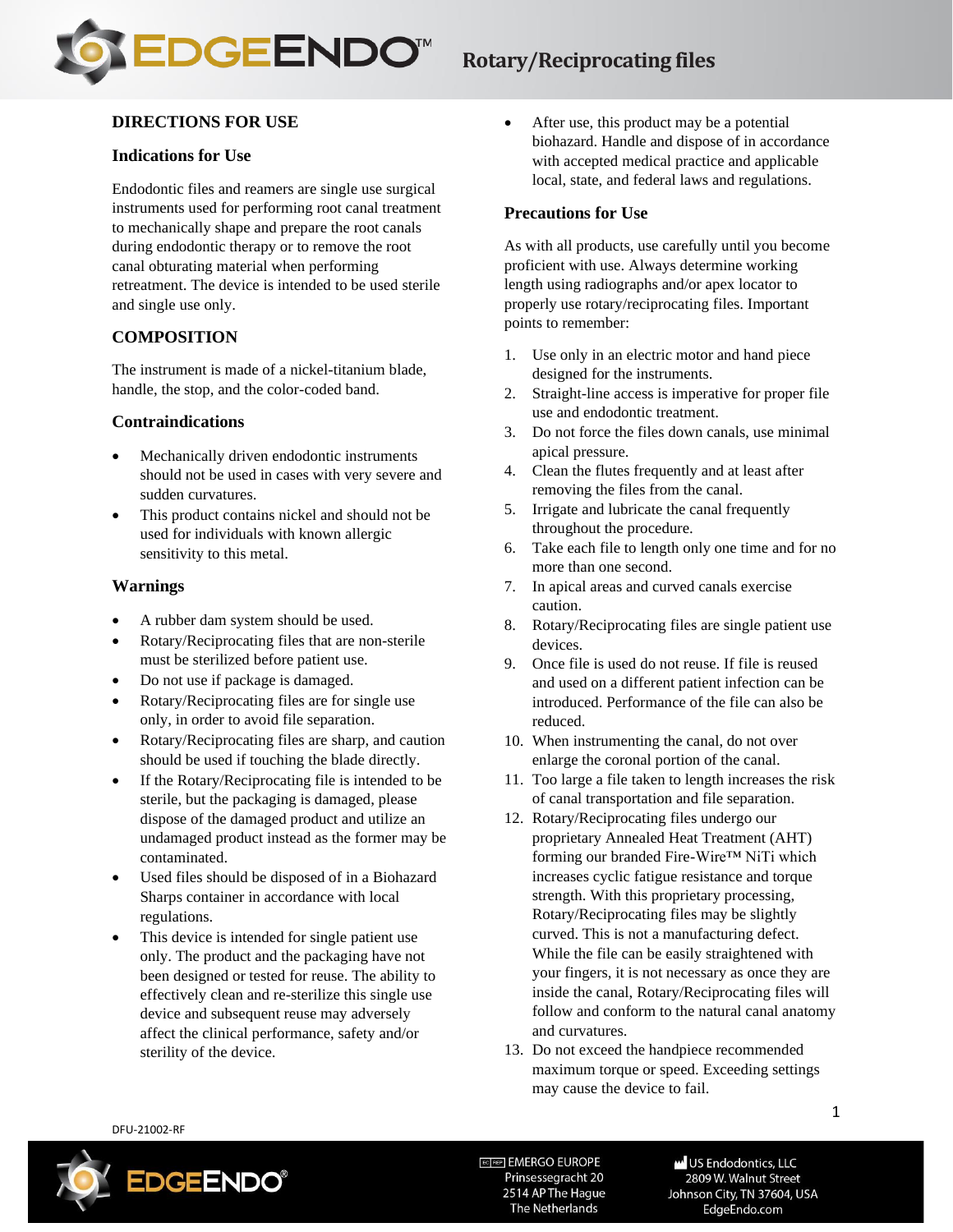# Rotary/Reciprocating files

## DIRECTIONS FOR USE

### Indications for Use

Endodontic files and reamers are single use surgical instruments used for performing root canal treatment to mechanically shape and prepare the root canals during endodontic therapy or to remove the root canal obturating material when performing retreatment. The device is intended to be used sterile and single use only.

## COMPOSITION

The instrument is made of a nickel-titanium blade, handle, the stop, and the color-coded band.

### Contraindications

- Mechanically driven endodontic instruments should not be used in cases with very severe and sudden curvatures.
- This product contains nickel and should not be used for individuals with known allergic sensitivity to this metal.

### Warnings

- A rubber dam system should be used.
- Rotary/Reciprocating files that are non-sterile must be sterilized before patient use.
- Do not use if package is damaged.
- Rotary/Reciprocating files are for single use only, in order to avoid file separation.
- Rotary/Reciprocating files are sharp, and caution should be used if touching the blade directly.
- If the Rotary/Reciprocating file is intended to be sterile, but the packaging is damaged, please dispose of the damaged product and utilize an undamaged product instead as the former may be contaminated.
- Used files should be disposed of in a Biohazard Sharps container in accordance with local regulations.
- This device is intended for single patient use only. The product and the packaging have not been designed or tested for reuse. The ability to effectively clean and re-sterilize this single use device and subsequent reuse may adversely affect the clinical performance, safety and/or sterility of the device.
- After use, this product may be a potential biohazard. Handle and dispose of in accordance with accepted medical practice and applicable local, state, and federal laws and regulations.

### Precautions for Use

As with all products, use carefully until you become proficient with use. Always determine working length using radiographs and/or apex locator to properly use rotary/reciprocating files. Important points to remember:

1. Use only in an electric motor and hand piece designed for the instruments.
2. Straight-line access is imperative for proper file use and endodontic treatment.
3. Do not force the files down canals, use minimal apical pressure.
4. Clean the flutes frequently and at least after removing the files from the canal.
5. Irrigate and lubricate the canal frequently throughout the procedure.
6. Take each file to length only one time and for no more than one second.
7. In apical areas and curved canals exercise caution.
8. Rotary/Reciprocating files are single patient use devices.
9. Once file is used do not reuse. If file is reused and used on a different patient infection can be introduced. Performance of the file can also be reduced.
10. When instrumenting the canal, do not over enlarge the coronal portion of the canal.
11. Too large a file taken to length increases the risk of canal transportation and file separation.
12. Rotary/Reciprocating files undergo our proprietary Annealed Heat Treatment (AHT) forming our branded Fire-Wire™ NiTi which increases cyclic fatigue resistance and torque strength. With this proprietary processing, Rotary/Reciprocating files may be slightly curved. This is not a manufacturing defect. While the file can be easily straightened with your fingers, it is not necessary as once they are inside the canal, Rotary/Reciprocating files will follow and conform to the natural canal anatomy and curvatures.
13. Do not exceed the handpiece recommended maximum torque or speed. Exceeding settings may cause the device to fail.

DFU-21002-RF

EMERGO EUROPE
Prinsessegracht 20
2514 AP The Hague
The Netherlands

US Endodontics, LLC
2809 W. Walnut Street
Johnson City, TN 37604, USA
EdgeEndo.com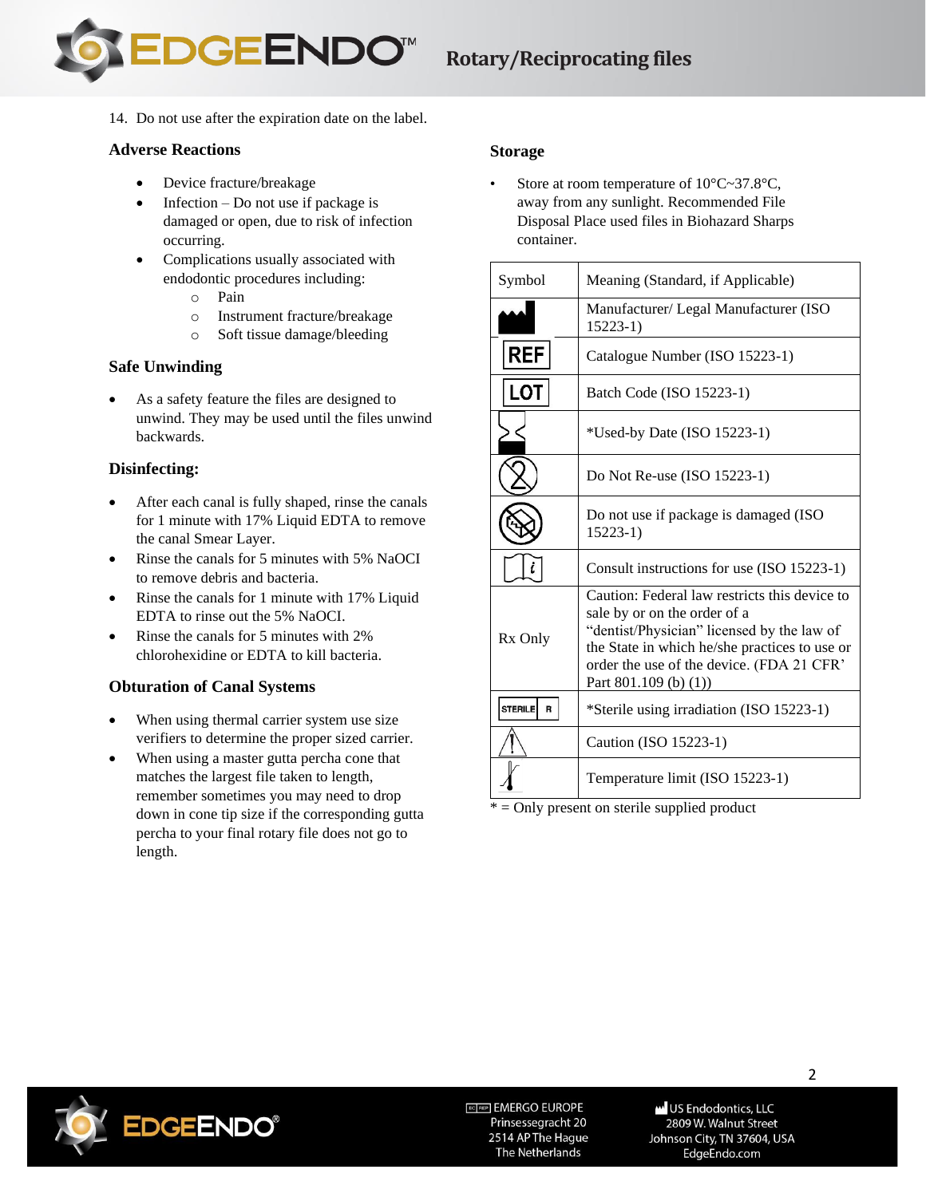14. Do not use after the expiration date on the label.

### Adverse Reactions

- Device fracture/breakage
- Infection – Do not use if package is damaged or open, due to risk of infection occurring.
- Complications usually associated with endodontic procedures including:
  - Pain
  - Instrument fracture/breakage
  - Soft tissue damage/bleeding

### Safe Unwinding

- As a safety feature the files are designed to unwind. They may be used until the files unwind backwards.

### Disinfecting:

- After each canal is fully shaped, rinse the canals for 1 minute with 17% Liquid EDTA to remove the canal Smear Layer.
- Rinse the canals for 5 minutes with 5% NaOCI to remove debris and bacteria.
- Rinse the canals for 1 minute with 17% Liquid EDTA to rinse out the 5% NaOCI.
- Rinse the canals for 5 minutes with 2% chlorohexidine or EDTA to kill bacteria.

### Obturation of Canal Systems

- When using thermal carrier system use size verifiers to determine the proper sized carrier.
- When using a master gutta percha cone that matches the largest file taken to length, remember sometimes you may need to drop down in cone tip size if the corresponding gutta percha to your final rotary file does not go to length.

### Storage

- Store at room temperature of 10°C~37.8°C, away from any sunlight. Recommended File Disposal Place used files in Biohazard Sharps container.

| Symbol | Meaning (Standard, if Applicable) |
|---|---|
| | Manufacturer/ Legal Manufacturer (ISO 15223-1) |
| REF | Catalogue Number (ISO 15223-1) |
| LOT | Batch Code (ISO 15223-1) |
| | *Used-by Date (ISO 15223-1) |
| | Do Not Re-use (ISO 15223-1) |
| | Do not use if package is damaged (ISO 15223-1) |
| | Consult instructions for use (ISO 15223-1) |
| Rx Only | Caution: Federal law restricts this device to sale by or on the order of a "dentist/Physician" licensed by the law of the State in which he/she practices to use or order the use of the device. (FDA 21 CFR' Part 801.109 (b) (1)) |
| STERILE R | *Sterile using irradiation (ISO 15223-1) |
| | Caution (ISO 15223-1) |
| | Temperature limit (ISO 15223-1) |

* = Only present on sterile supplied product

EC REP EMERGO EUROPE
Prinsessegracht 20
2514 AP The Hague
The Netherlands

US Endodontics, LLC
2809 W. Walnut Street
Johnson City, TN 37604, USA
EdgeEndo.com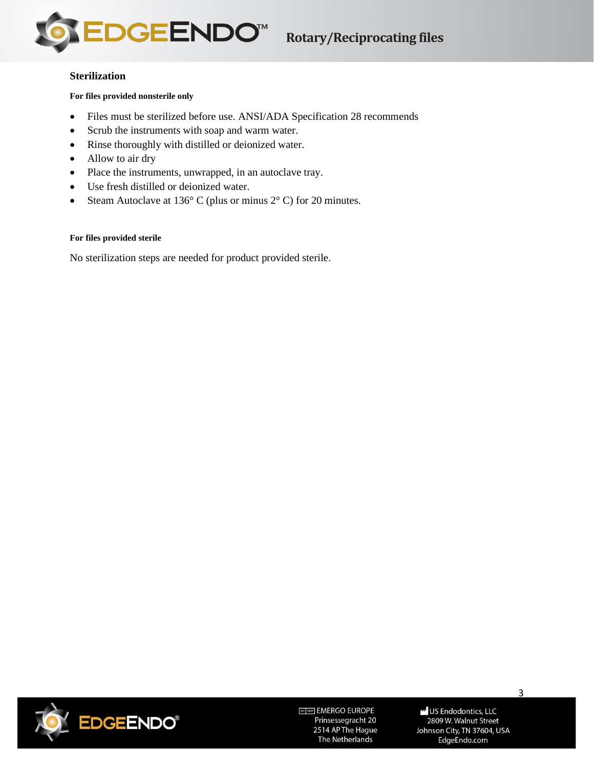## Sterilization

#### For files provided nonsterile only

- Files must be sterilized before use. ANSI/ADA Specification 28 recommends
- Scrub the instruments with soap and warm water.
- Rinse thoroughly with distilled or deionized water.
- Allow to air dry
- Place the instruments, unwrapped, in an autoclave tray.
- Use fresh distilled or deionized water.
- Steam Autoclave at 136° C (plus or minus 2° C) for 20 minutes.

#### For files provided sterile

No sterilization steps are needed for product provided sterile.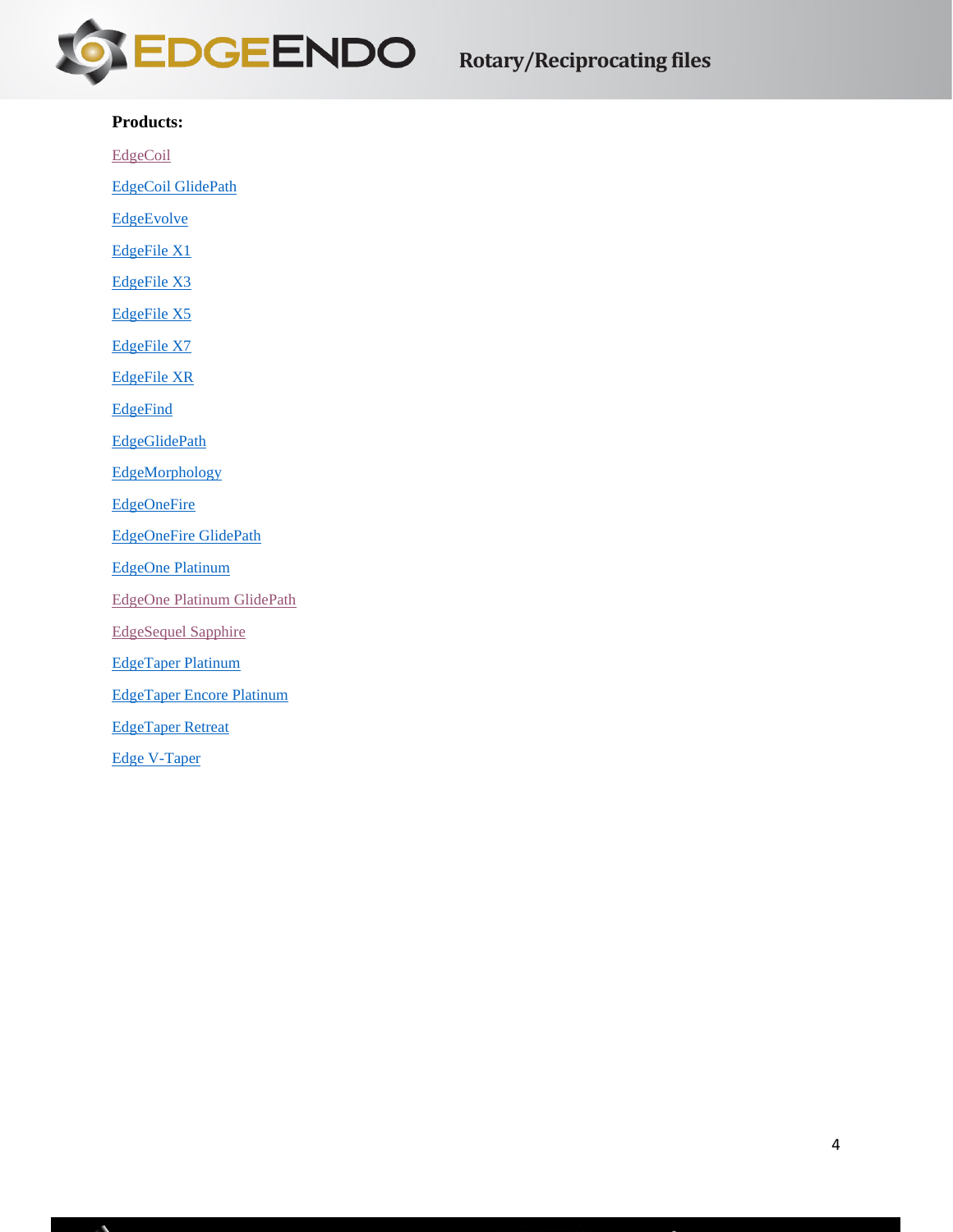**Products:**

EdgeCoil

EdgeCoil GlidePath

EdgeEvolve

EdgeFile X1

EdgeFile X3

EdgeFile X5

EdgeFile X7

EdgeFile XR

EdgeFind

EdgeGlidePath

EdgeMorphology

EdgeOneFire

EdgeOneFire GlidePath

EdgeOne Platinum

EdgeOne Platinum GlidePath

EdgeSequel Sapphire

EdgeTaper Platinum

EdgeTaper Encore Platinum

EdgeTaper Retreat

Edge V-Taper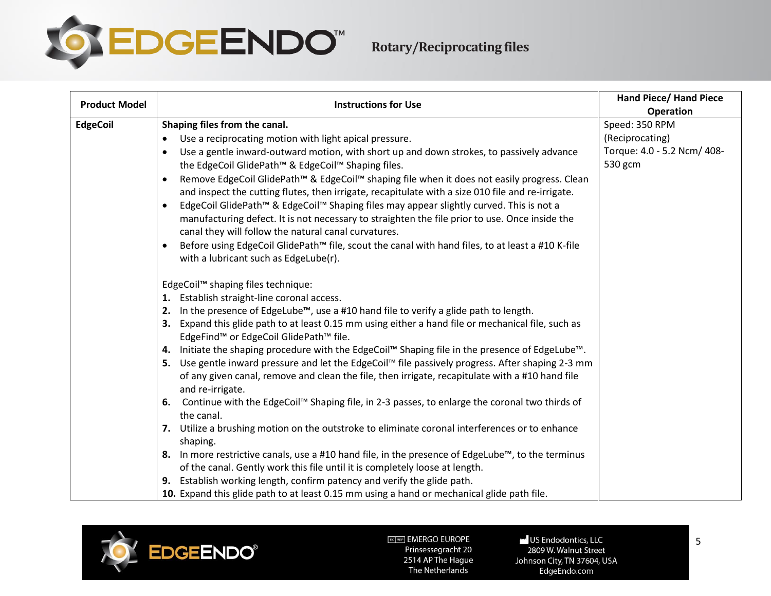| Product Model | Instructions for Use | Hand Piece/ Hand Piece Operation |
|---|---|---|
| **EdgeCoil** | **Shaping files from the canal.**<br>• Use a reciprocating motion with light apical pressure.<br>• Use a gentle inward-outward motion, with short up and down strokes, to passively advance the EdgeCoil GlidePath™ & EdgeCoil™ Shaping files.<br>• Remove EdgeCoil GlidePath™ & EdgeCoil™ shaping file when it does not easily progress. Clean and inspect the cutting flutes, then irrigate, recapitulate with a size 010 file and re-irrigate.<br>• EdgeCoil GlidePath™ & EdgeCoil™ Shaping files may appear slightly curved. This is not a manufacturing defect. It is not necessary to straighten the file prior to use. Once inside the canal they will follow the natural canal curvatures.<br>• Before using EdgeCoil GlidePath™ file, scout the canal with hand files, to at least a #10 K-file with a lubricant such as EdgeLube(r).<br><br>EdgeCoil™ shaping files technique:<br>**1.** Establish straight-line coronal access.<br>**2.** In the presence of EdgeLube™, use a #10 hand file to verify a glide path to length.<br>**3.** Expand this glide path to at least 0.15 mm using either a hand file or mechanical file, such as EdgeFind™ or EdgeCoil GlidePath™ file.<br>**4.** Initiate the shaping procedure with the EdgeCoil™ Shaping file in the presence of EdgeLube™.<br>**5.** Use gentle inward pressure and let the EdgeCoil™ file passively progress. After shaping 2-3 mm of any given canal, remove and clean the file, then irrigate, recapitulate with a #10 hand file and re-irrigate.<br>**6.** Continue with the EdgeCoil™ Shaping file, in 2-3 passes, to enlarge the coronal two thirds of the canal.<br>**7.** Utilize a brushing motion on the outstroke to eliminate coronal interferences or to enhance shaping.<br>**8.** In more restrictive canals, use a #10 hand file, in the presence of EdgeLube™, to the terminus of the canal. Gently work this file until it is completely loose at length.<br>**9.** Establish working length, confirm patency and verify the glide path.<br>**10.** Expand this glide path to at least 0.15 mm using a hand or mechanical glide path file. | Speed: 350 RPM (Reciprocating)<br>Torque: 4.0 - 5.2 Ncm/ 408-530 gcm |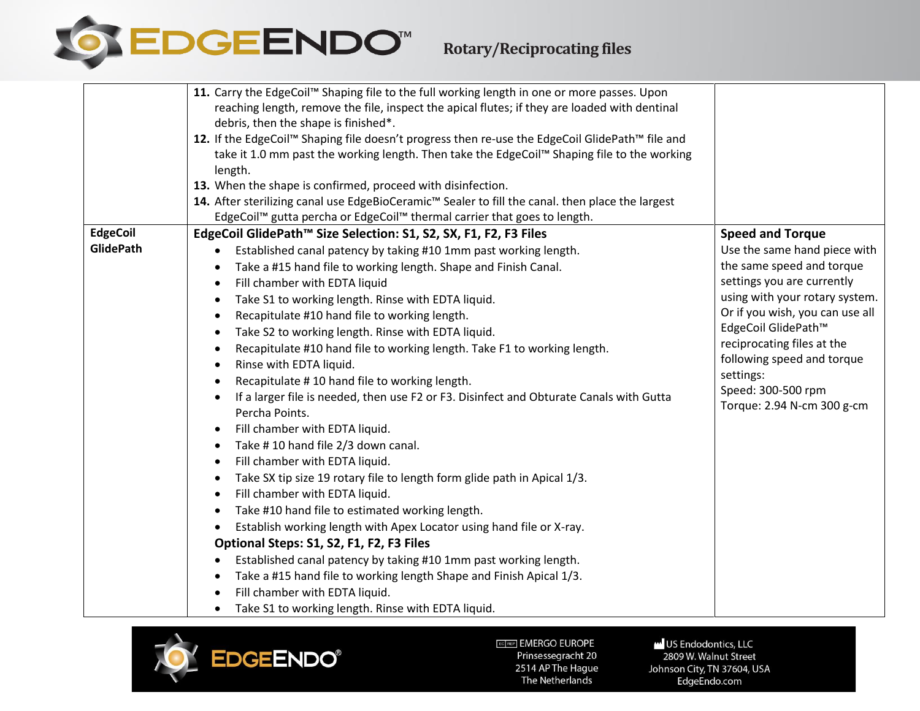| | | |
|---|---|---|
| | **11.** Carry the EdgeCoil™ Shaping file to the full working length in one or more passes. Upon reaching length, remove the file, inspect the apical flutes; if they are loaded with dentinal debris, then the shape is finished*.<br>**12.** If the EdgeCoil™ Shaping file doesn't progress then re-use the EdgeCoil GlidePath™ file and take it 1.0 mm past the working length. Then take the EdgeCoil™ Shaping file to the working length.<br>**13.** When the shape is confirmed, proceed with disinfection.<br>**14.** After sterilizing canal use EdgeBioCeramic™ Sealer to fill the canal. then place the largest EdgeCoil™ gutta percha or EdgeCoil™ thermal carrier that goes to length. | |
| **EdgeCoil GlidePath** | **EdgeCoil GlidePath™ Size Selection: S1, S2, SX, F1, F2, F3 Files**<br>• Established canal patency by taking #10 1mm past working length.<br>• Take a #15 hand file to working length. Shape and Finish Canal.<br>• Fill chamber with EDTA liquid<br>• Take S1 to working length. Rinse with EDTA liquid.<br>• Recapitulate #10 hand file to working length.<br>• Take S2 to working length. Rinse with EDTA liquid.<br>• Recapitulate #10 hand file to working length. Take F1 to working length.<br>• Rinse with EDTA liquid.<br>• Recapitulate # 10 hand file to working length.<br>• If a larger file is needed, then use F2 or F3. Disinfect and Obturate Canals with Gutta Percha Points.<br>• Fill chamber with EDTA liquid.<br>• Take # 10 hand file 2/3 down canal.<br>• Fill chamber with EDTA liquid.<br>• Take SX tip size 19 rotary file to length form glide path in Apical 1/3.<br>• Fill chamber with EDTA liquid.<br>• Take #10 hand file to estimated working length.<br>• Establish working length with Apex Locator using hand file or X-ray.<br>**Optional Steps: S1, S2, F1, F2, F3 Files**<br>• Established canal patency by taking #10 1mm past working length.<br>• Take a #15 hand file to working length Shape and Finish Apical 1/3.<br>• Fill chamber with EDTA liquid.<br>• Take S1 to working length. Rinse with EDTA liquid. | **Speed and Torque**<br>Use the same hand piece with the same speed and torque settings you are currently using with your rotary system. Or if you wish, you can use all EdgeCoil GlidePath™ reciprocating files at the following speed and torque settings:<br>Speed: 300-500 rpm<br>Torque: 2.94 N-cm 300 g-cm |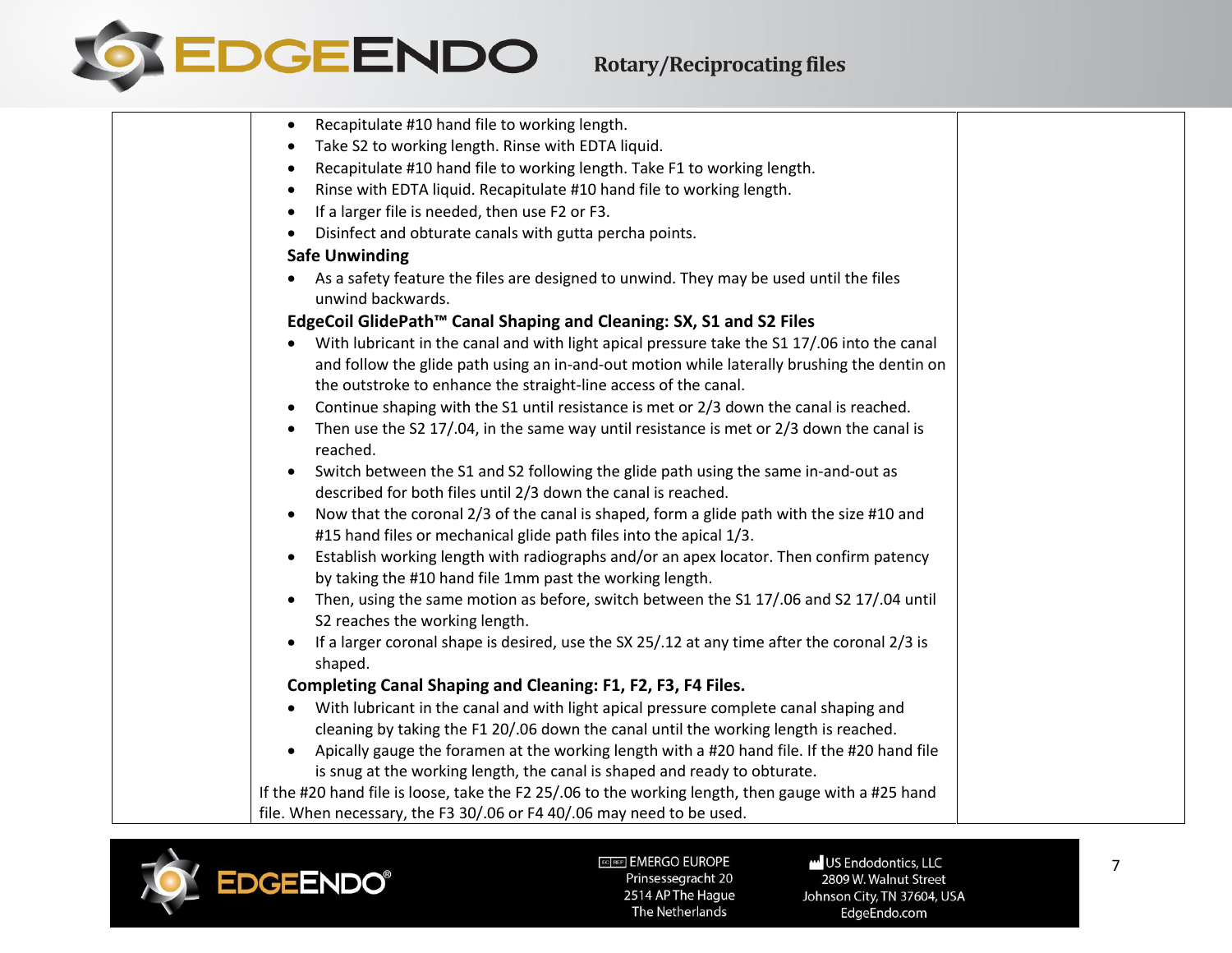- Recapitulate #10 hand file to working length.
- Take S2 to working length. Rinse with EDTA liquid.
- Recapitulate #10 hand file to working length. Take F1 to working length.
- Rinse with EDTA liquid. Recapitulate #10 hand file to working length.
- If a larger file is needed, then use F2 or F3.
- Disinfect and obturate canals with gutta percha points.

**Safe Unwinding**

- As a safety feature the files are designed to unwind. They may be used until the files unwind backwards.

**EdgeCoil GlidePath™ Canal Shaping and Cleaning: SX, S1 and S2 Files**

- With lubricant in the canal and with light apical pressure take the S1 17/.06 into the canal and follow the glide path using an in-and-out motion while laterally brushing the dentin on the outstroke to enhance the straight-line access of the canal.
- Continue shaping with the S1 until resistance is met or 2/3 down the canal is reached.
- Then use the S2 17/.04, in the same way until resistance is met or 2/3 down the canal is reached.
- Switch between the S1 and S2 following the glide path using the same in-and-out as described for both files until 2/3 down the canal is reached.
- Now that the coronal 2/3 of the canal is shaped, form a glide path with the size #10 and #15 hand files or mechanical glide path files into the apical 1/3.
- Establish working length with radiographs and/or an apex locator. Then confirm patency by taking the #10 hand file 1mm past the working length.
- Then, using the same motion as before, switch between the S1 17/.06 and S2 17/.04 until S2 reaches the working length.
- If a larger coronal shape is desired, use the SX 25/.12 at any time after the coronal 2/3 is shaped.

**Completing Canal Shaping and Cleaning: F1, F2, F3, F4 Files.**

- With lubricant in the canal and with light apical pressure complete canal shaping and cleaning by taking the F1 20/.06 down the canal until the working length is reached.
- Apically gauge the foramen at the working length with a #20 hand file. If the #20 hand file is snug at the working length, the canal is shaped and ready to obturate.

If the #20 hand file is loose, take the F2 25/.06 to the working length, then gauge with a #25 hand file. When necessary, the F3 30/.06 or F4 40/.06 may need to be used.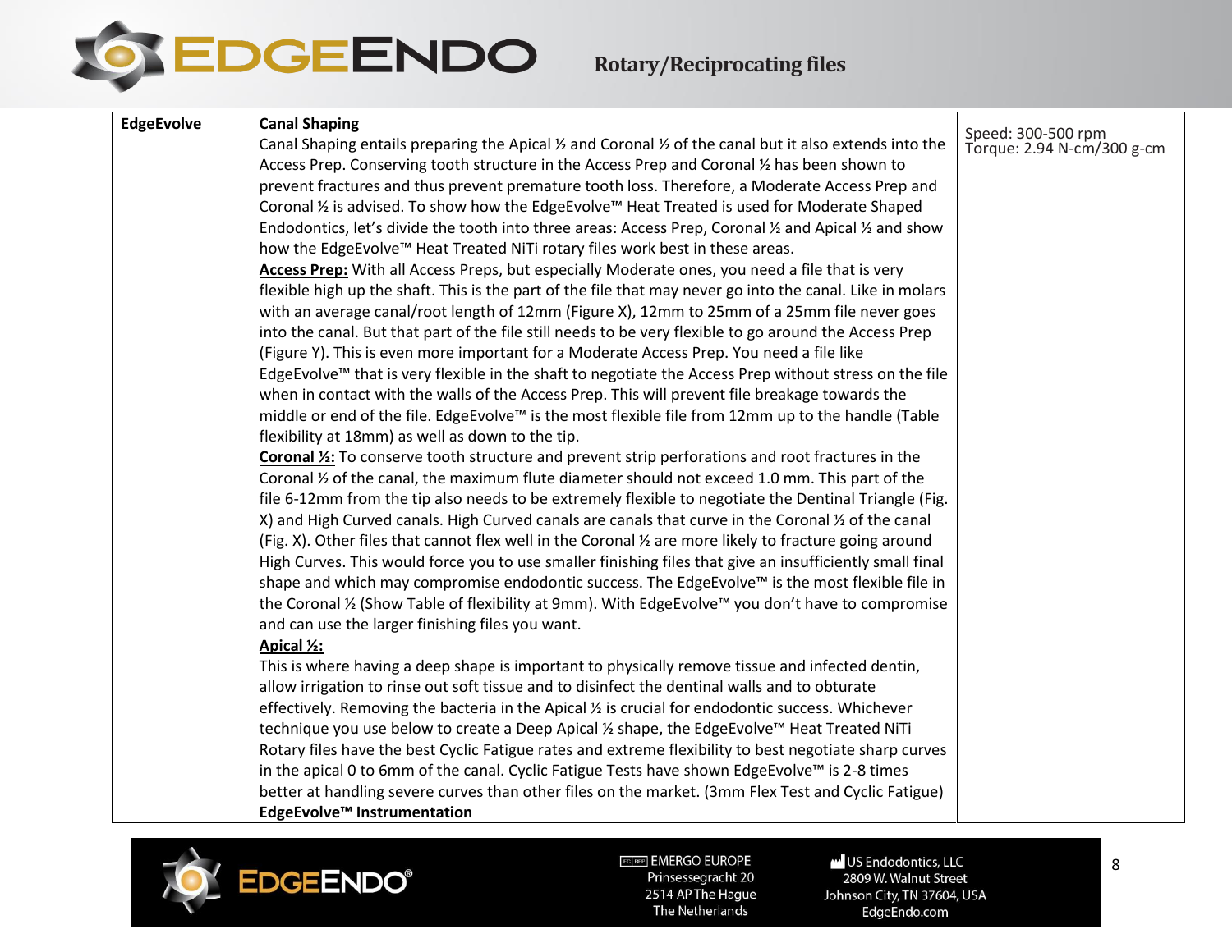| EdgeEvolve | **Canal Shaping**<br>Canal Shaping entails preparing the Apical ½ and Coronal ½ of the canal but it also extends into the Access Prep. Conserving tooth structure in the Access Prep and Coronal ½ has been shown to prevent fractures and thus prevent premature tooth loss. Therefore, a Moderate Access Prep and Coronal ½ is advised. To show how the EdgeEvolve™ Heat Treated is used for Moderate Shaped Endodontics, let's divide the tooth into three areas: Access Prep, Coronal ½ and Apical ½ and show how the EdgeEvolve™ Heat Treated NiTi rotary files work best in these areas.<br>**Access Prep:** With all Access Preps, but especially Moderate ones, you need a file that is very flexible high up the shaft. This is the part of the file that may never go into the canal. Like in molars with an average canal/root length of 12mm (Figure X), 12mm to 25mm of a 25mm file never goes into the canal. But that part of the file still needs to be very flexible to go around the Access Prep (Figure Y). This is even more important for a Moderate Access Prep. You need a file like EdgeEvolve™ that is very flexible in the shaft to negotiate the Access Prep without stress on the file when in contact with the walls of the Access Prep. This will prevent file breakage towards the middle or end of the file. EdgeEvolve™ is the most flexible file from 12mm up to the handle (Table flexibility at 18mm) as well as down to the tip.<br>**Coronal ½:** To conserve tooth structure and prevent strip perforations and root fractures in the Coronal ½ of the canal, the maximum flute diameter should not exceed 1.0 mm. This part of the file 6-12mm from the tip also needs to be extremely flexible to negotiate the Dentinal Triangle (Fig. X) and High Curved canals. High Curved canals are canals that curve in the Coronal ½ of the canal (Fig. X). Other files that cannot flex well in the Coronal ½ are more likely to fracture going around High Curves. This would force you to use smaller finishing files that give an insufficiently small final shape and which may compromise endodontic success. The EdgeEvolve™ is the most flexible file in the Coronal ½ (Show Table of flexibility at 9mm). With EdgeEvolve™ you don't have to compromise and can use the larger finishing files you want.<br>**Apical ½:**<br>This is where having a deep shape is important to physically remove tissue and infected dentin, allow irrigation to rinse out soft tissue and to disinfect the dentinal walls and to obturate effectively. Removing the bacteria in the Apical ½ is crucial for endodontic success. Whichever technique you use below to create a Deep Apical ½ shape, the EdgeEvolve™ Heat Treated NiTi Rotary files have the best Cyclic Fatigue rates and extreme flexibility to best negotiate sharp curves in the apical 0 to 6mm of the canal. Cyclic Fatigue Tests have shown EdgeEvolve™ is 2-8 times better at handling severe curves than other files on the market. (3mm Flex Test and Cyclic Fatigue)<br>**EdgeEvolve™ Instrumentation** | Speed: 300-500 rpm<br>Torque: 2.94 N-cm/300 g-cm |
|---|---|---|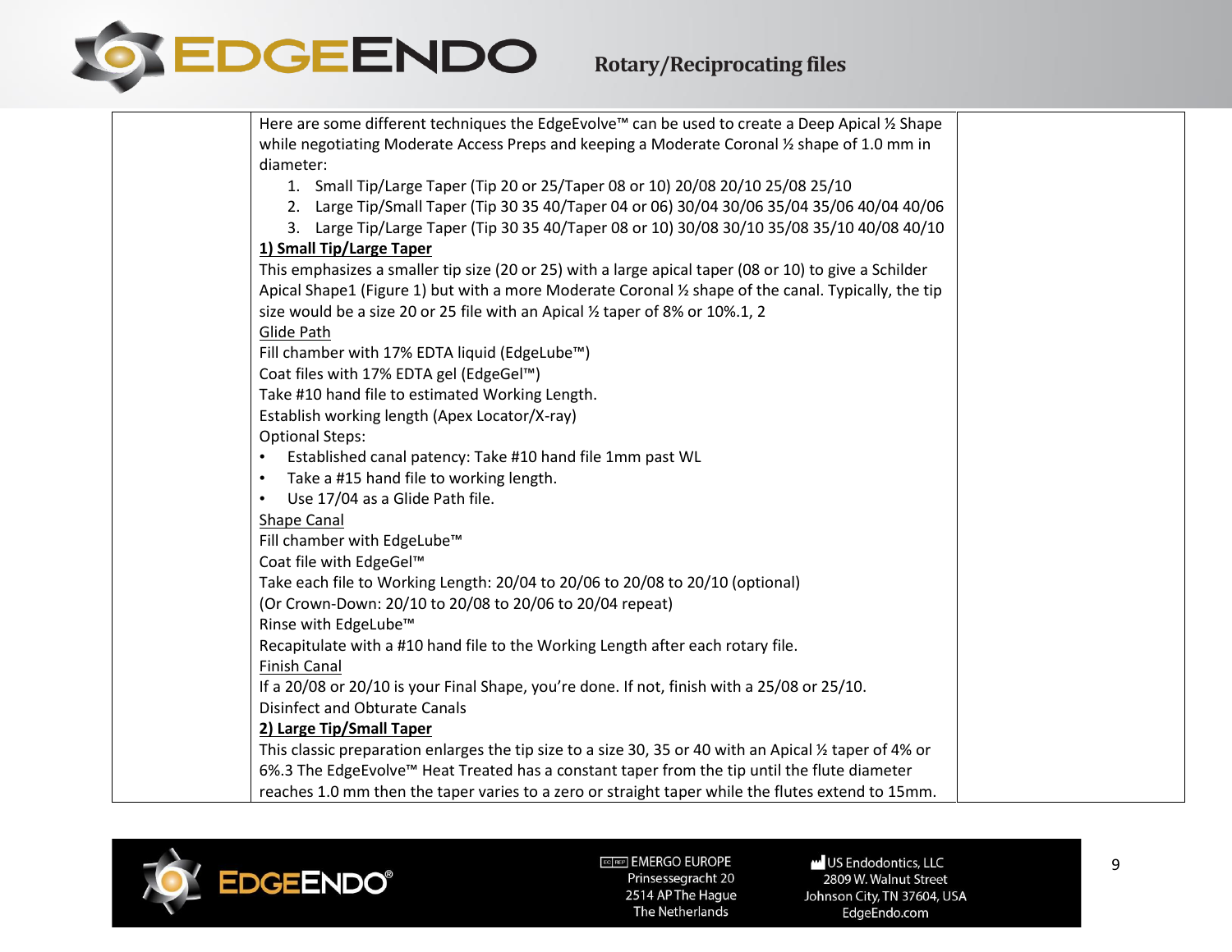Here are some different techniques the EdgeEvolve™ can be used to create a Deep Apical ½ Shape while negotiating Moderate Access Preps and keeping a Moderate Coronal ½ shape of 1.0 mm in diameter:

1. Small Tip/Large Taper (Tip 20 or 25/Taper 08 or 10) 20/08 20/10 25/08 25/10
2. Large Tip/Small Taper (Tip 30 35 40/Taper 04 or 06) 30/04 30/06 35/04 35/06 40/04 40/06
3. Large Tip/Large Taper (Tip 30 35 40/Taper 08 or 10) 30/08 30/10 35/08 35/10 40/08 40/10

**1) Small Tip/Large Taper**

This emphasizes a smaller tip size (20 or 25) with a large apical taper (08 or 10) to give a Schilder Apical Shape1 (Figure 1) but with a more Moderate Coronal ½ shape of the canal. Typically, the tip size would be a size 20 or 25 file with an Apical ½ taper of 8% or 10%.1, 2

Glide Path

Fill chamber with 17% EDTA liquid (EdgeLube™)

Coat files with 17% EDTA gel (EdgeGel™)

Take #10 hand file to estimated Working Length.

Establish working length (Apex Locator/X-ray)

Optional Steps:

- Established canal patency: Take #10 hand file 1mm past WL
- Take a #15 hand file to working length.
- Use 17/04 as a Glide Path file.

Shape Canal

Fill chamber with EdgeLube™

Coat file with EdgeGel™

Take each file to Working Length: 20/04 to 20/06 to 20/08 to 20/10 (optional)

(Or Crown-Down: 20/10 to 20/08 to 20/06 to 20/04 repeat)

Rinse with EdgeLube™

Recapitulate with a #10 hand file to the Working Length after each rotary file.

Finish Canal

If a 20/08 or 20/10 is your Final Shape, you're done. If not, finish with a 25/08 or 25/10.

Disinfect and Obturate Canals

**2) Large Tip/Small Taper**

This classic preparation enlarges the tip size to a size 30, 35 or 40 with an Apical ½ taper of 4% or 6%.3 The EdgeEvolve™ Heat Treated has a constant taper from the tip until the flute diameter reaches 1.0 mm then the taper varies to a zero or straight taper while the flutes extend to 15mm.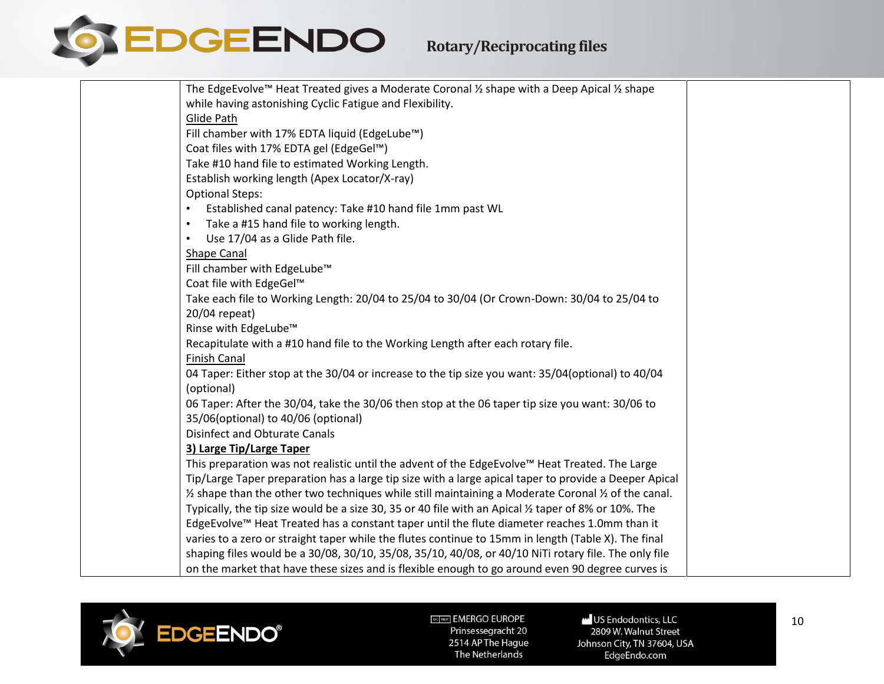The EdgeEvolve™ Heat Treated gives a Moderate Coronal ½ shape with a Deep Apical ½ shape while having astonishing Cyclic Fatigue and Flexibility.

Glide Path

Fill chamber with 17% EDTA liquid (EdgeLube™)

Coat files with 17% EDTA gel (EdgeGel™)

Take #10 hand file to estimated Working Length.

Establish working length (Apex Locator/X-ray)

Optional Steps:

- Established canal patency: Take #10 hand file 1mm past WL
- Take a #15 hand file to working length.
- Use 17/04 as a Glide Path file.

Shape Canal

Fill chamber with EdgeLube™

Coat file with EdgeGel™

Take each file to Working Length: 20/04 to 25/04 to 30/04 (Or Crown-Down: 30/04 to 25/04 to 20/04 repeat)

Rinse with EdgeLube™

Recapitulate with a #10 hand file to the Working Length after each rotary file.

Finish Canal

04 Taper: Either stop at the 30/04 or increase to the tip size you want: 35/04(optional) to 40/04 (optional)

06 Taper: After the 30/04, take the 30/06 then stop at the 06 taper tip size you want: 30/06 to 35/06(optional) to 40/06 (optional)

Disinfect and Obturate Canals

**3) Large Tip/Large Taper**

This preparation was not realistic until the advent of the EdgeEvolve™ Heat Treated. The Large Tip/Large Taper preparation has a large tip size with a large apical taper to provide a Deeper Apical ½ shape than the other two techniques while still maintaining a Moderate Coronal ½ of the canal. Typically, the tip size would be a size 30, 35 or 40 file with an Apical ½ taper of 8% or 10%. The EdgeEvolve™ Heat Treated has a constant taper until the flute diameter reaches 1.0mm than it varies to a zero or straight taper while the flutes continue to 15mm in length (Table X). The final shaping files would be a 30/08, 30/10, 35/08, 35/10, 40/08, or 40/10 NiTi rotary file. The only file on the market that have these sizes and is flexible enough to go around even 90 degree curves is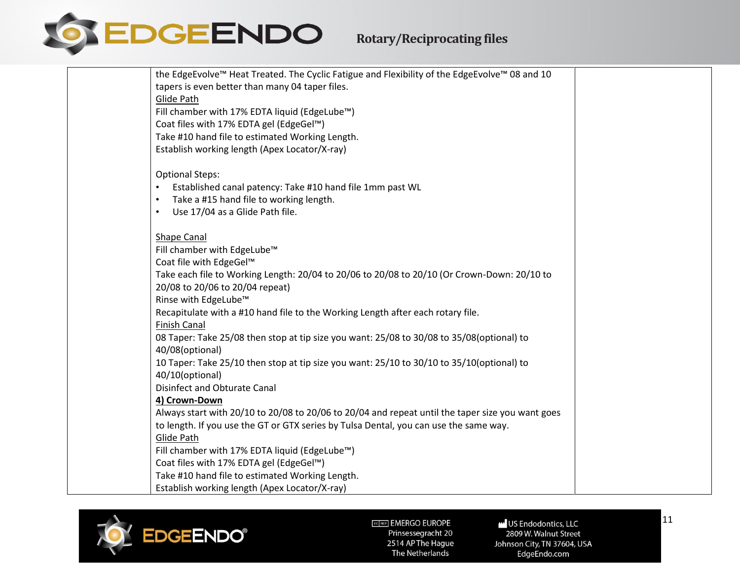the EdgeEvolve™ Heat Treated. The Cyclic Fatigue and Flexibility of the EdgeEvolve™ 08 and 10 tapers is even better than many 04 taper files.

Glide Path

Fill chamber with 17% EDTA liquid (EdgeLube™)
Coat files with 17% EDTA gel (EdgeGel™)
Take #10 hand file to estimated Working Length.
Establish working length (Apex Locator/X-ray)

Optional Steps:

- Established canal patency: Take #10 hand file 1mm past WL
- Take a #15 hand file to working length.
- Use 17/04 as a Glide Path file.

Shape Canal

Fill chamber with EdgeLube™
Coat file with EdgeGel™
Take each file to Working Length: 20/04 to 20/06 to 20/08 to 20/10 (Or Crown-Down: 20/10 to 20/08 to 20/06 to 20/04 repeat)
Rinse with EdgeLube™
Recapitulate with a #10 hand file to the Working Length after each rotary file.

Finish Canal

08 Taper: Take 25/08 then stop at tip size you want: 25/08 to 30/08 to 35/08(optional) to 40/08(optional)
10 Taper: Take 25/10 then stop at tip size you want: 25/10 to 30/10 to 35/10(optional) to 40/10(optional)
Disinfect and Obturate Canal

**4) Crown-Down**

Always start with 20/10 to 20/08 to 20/06 to 20/04 and repeat until the taper size you want goes to length. If you use the GT or GTX series by Tulsa Dental, you can use the same way.

Glide Path

Fill chamber with 17% EDTA liquid (EdgeLube™)
Coat files with 17% EDTA gel (EdgeGel™)
Take #10 hand file to estimated Working Length.
Establish working length (Apex Locator/X-ray)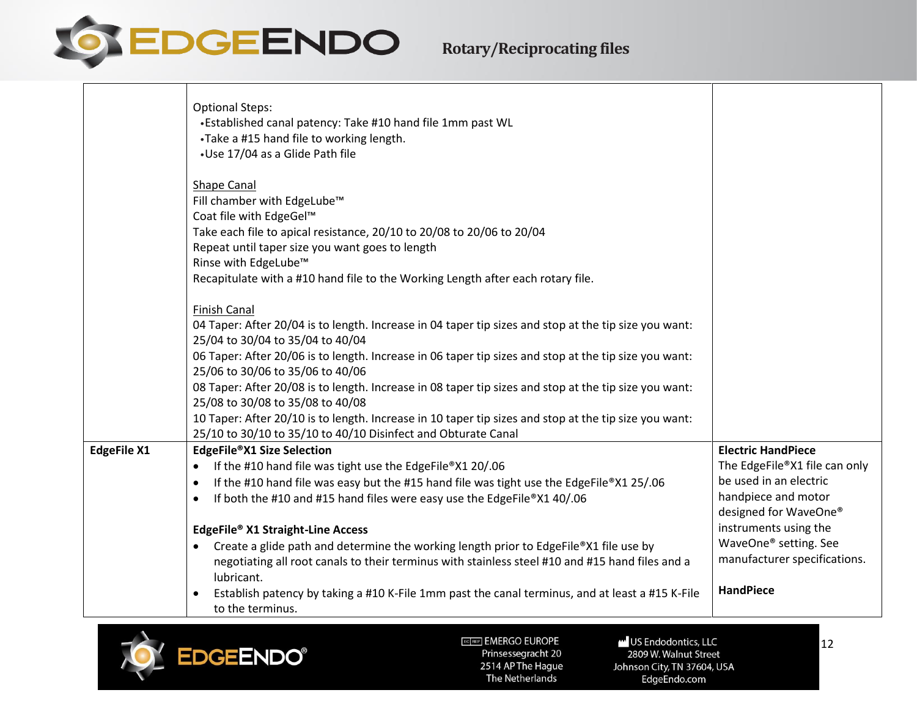| | | |
|---|---|---|
| | Optional Steps:<br>•Established canal patency: Take #10 hand file 1mm past WL<br>•Take a #15 hand file to working length.<br>•Use 17/04 as a Glide Path file<br><br><u>Shape Canal</u><br>Fill chamber with EdgeLube™<br>Coat file with EdgeGel™<br>Take each file to apical resistance, 20/10 to 20/08 to 20/06 to 20/04<br>Repeat until taper size you want goes to length<br>Rinse with EdgeLube™<br>Recapitulate with a #10 hand file to the Working Length after each rotary file.<br><br><u>Finish Canal</u><br>04 Taper: After 20/04 is to length. Increase in 04 taper tip sizes and stop at the tip size you want: 25/04 to 30/04 to 35/04 to 40/04<br>06 Taper: After 20/06 is to length. Increase in 06 taper tip sizes and stop at the tip size you want: 25/06 to 30/06 to 35/06 to 40/06<br>08 Taper: After 20/08 is to length. Increase in 08 taper tip sizes and stop at the tip size you want: 25/08 to 30/08 to 35/08 to 40/08<br>10 Taper: After 20/10 is to length. Increase in 10 taper tip sizes and stop at the tip size you want: 25/10 to 30/10 to 35/10 to 40/10 Disinfect and Obturate Canal | |
| **EdgeFile X1** | **EdgeFile®X1 Size Selection**<br>• If the #10 hand file was tight use the EdgeFile®X1 20/.06<br>• If the #10 hand file was easy but the #15 hand file was tight use the EdgeFile®X1 25/.06<br>• If both the #10 and #15 hand files were easy use the EdgeFile®X1 40/.06<br><br>**EdgeFile® X1 Straight-Line Access**<br>• Create a glide path and determine the working length prior to EdgeFile®X1 file use by negotiating all root canals to their terminus with stainless steel #10 and #15 hand files and a lubricant.<br>• Establish patency by taking a #10 K-File 1mm past the canal terminus, and at least a #15 K-File to the terminus. | **Electric HandPiece**<br>The EdgeFile®X1 file can only be used in an electric handpiece and motor designed for WaveOne® instruments using the WaveOne® setting. See manufacturer specifications.<br><br>**HandPiece** |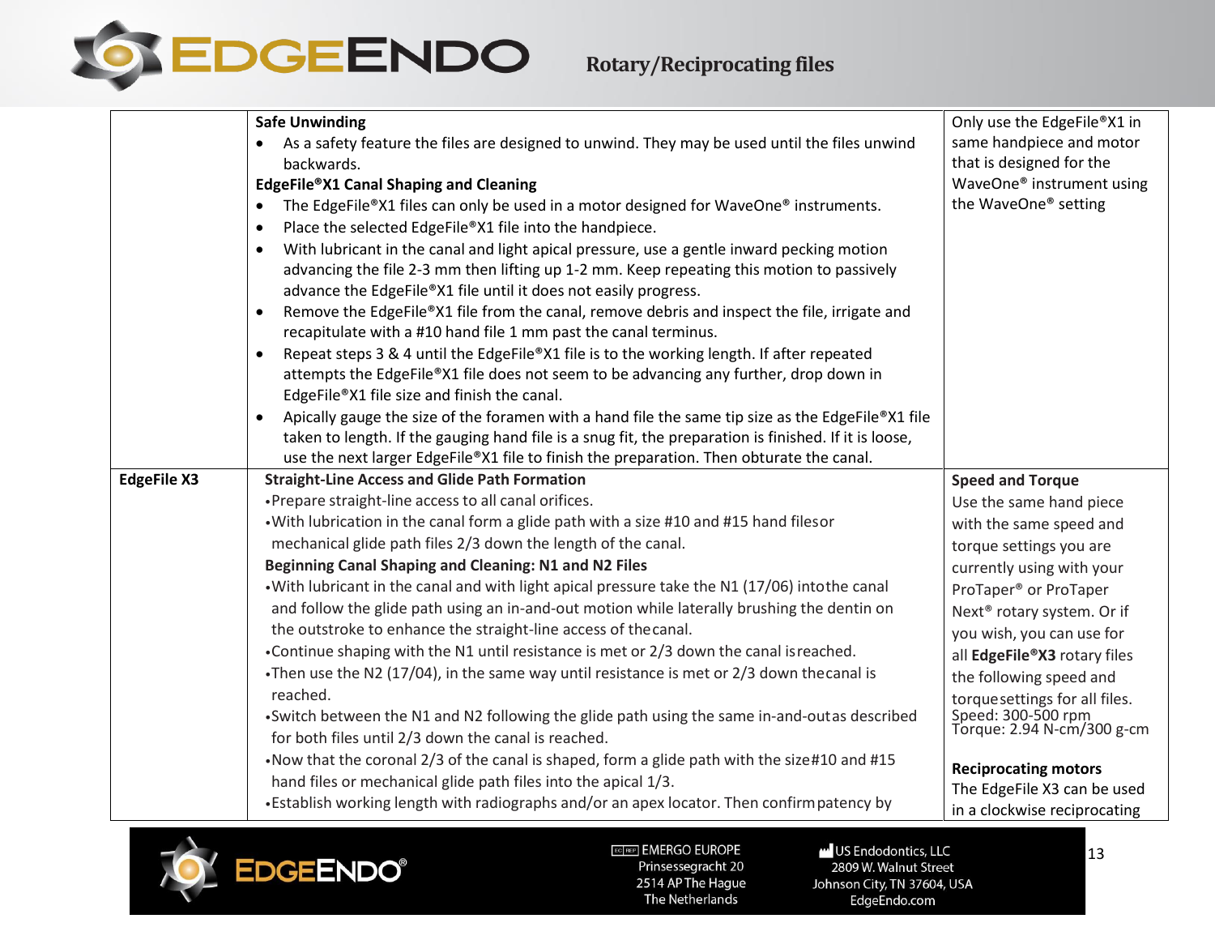| | | |
|---|---|---|
| | **Safe Unwinding**<br>• As a safety feature the files are designed to unwind. They may be used until the files unwind backwards.<br>**EdgeFile®X1 Canal Shaping and Cleaning**<br>• The EdgeFile®X1 files can only be used in a motor designed for WaveOne® instruments.<br>• Place the selected EdgeFile®X1 file into the handpiece.<br>• With lubricant in the canal and light apical pressure, use a gentle inward pecking motion advancing the file 2-3 mm then lifting up 1-2 mm. Keep repeating this motion to passively advance the EdgeFile®X1 file until it does not easily progress.<br>• Remove the EdgeFile®X1 file from the canal, remove debris and inspect the file, irrigate and recapitulate with a #10 hand file 1 mm past the canal terminus.<br>• Repeat steps 3 & 4 until the EdgeFile®X1 file is to the working length. If after repeated attempts the EdgeFile®X1 file does not seem to be advancing any further, drop down in EdgeFile®X1 file size and finish the canal.<br>• Apically gauge the size of the foramen with a hand file the same tip size as the EdgeFile®X1 file taken to length. If the gauging hand file is a snug fit, the preparation is finished. If it is loose, use the next larger EdgeFile®X1 file to finish the preparation. Then obturate the canal. | Only use the EdgeFile®X1 in same handpiece and motor that is designed for the WaveOne® instrument using the WaveOne® setting |
| **EdgeFile X3** | **Straight-Line Access and Glide Path Formation**<br>•Prepare straight-line access to all canal orifices.<br>•With lubrication in the canal form a glide path with a size #10 and #15 hand filesor mechanical glide path files 2/3 down the length of the canal.<br>**Beginning Canal Shaping and Cleaning: N1 and N2 Files**<br>•With lubricant in the canal and with light apical pressure take the N1 (17/06) intothe canal and follow the glide path using an in-and-out motion while laterally brushing the dentin on the outstroke to enhance the straight-line access of thecanal.<br>•Continue shaping with the N1 until resistance is met or 2/3 down the canal isreached.<br>•Then use the N2 (17/04), in the same way until resistance is met or 2/3 down thecanal is reached.<br>•Switch between the N1 and N2 following the glide path using the same in-and-outas described for both files until 2/3 down the canal is reached.<br>•Now that the coronal 2/3 of the canal is shaped, form a glide path with the size#10 and #15 hand files or mechanical glide path files into the apical 1/3.<br>•Establish working length with radiographs and/or an apex locator. Then confirmpatency by | **Speed and Torque**<br>Use the same hand piece with the same speed and torque settings you are currently using with your ProTaper® or ProTaper Next® rotary system. Or if you wish, you can use for all **EdgeFile®X3** rotary files the following speed and torquesettings for all files.<br>Speed: 300-500 rpm<br>Torque: 2.94 N-cm/300 g-cm<br><br>**Reciprocating motors**<br>The EdgeFile X3 can be used in a clockwise reciprocating |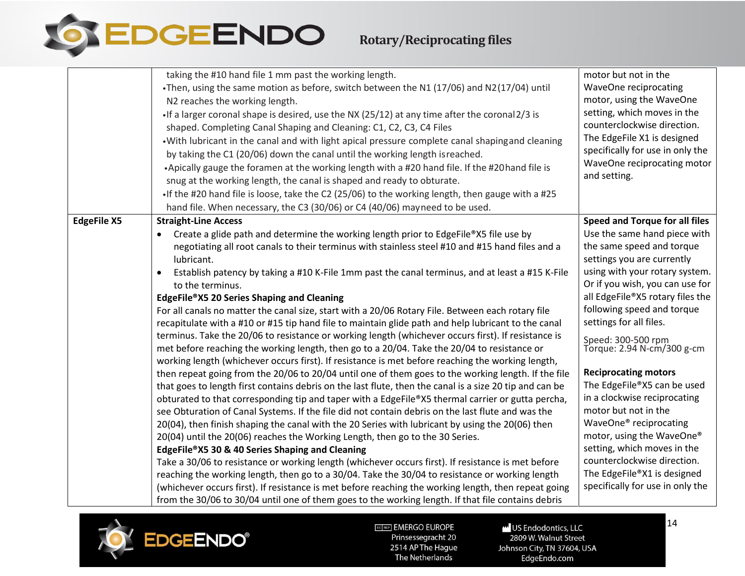| | | |
|---|---|---|
| | taking the #10 hand file 1 mm past the working length.<br>•Then, using the same motion as before, switch between the N1 (17/06) and N2(17/04) until N2 reaches the working length.<br>•If a larger coronal shape is desired, use the NX (25/12) at any time after the coronal 2/3 is shaped. Completing Canal Shaping and Cleaning: C1, C2, C3, C4 Files<br>•With lubricant in the canal and with light apical pressure complete canal shaping and cleaning by taking the C1 (20/06) down the canal until the working length is reached.<br>•Apically gauge the foramen at the working length with a #20 hand file. If the #20 hand file is snug at the working length, the canal is shaped and ready to obturate.<br>•If the #20 hand file is loose, take the C2 (25/06) to the working length, then gauge with a #25 hand file. When necessary, the C3 (30/06) or C4 (40/06) may need to be used. | motor but not in the WaveOne reciprocating motor, using the WaveOne setting, which moves in the counterclockwise direction. The EdgeFile X1 is designed specifically for use in only the WaveOne reciprocating motor and setting. |
| **EdgeFile X5** | **Straight-Line Access**<br>• Create a glide path and determine the working length prior to EdgeFile®X5 file use by negotiating all root canals to their terminus with stainless steel #10 and #15 hand files and a lubricant.<br>• Establish patency by taking a #10 K-File 1mm past the canal terminus, and at least a #15 K-File to the terminus.<br>**EdgeFile®X5 20 Series Shaping and Cleaning**<br>For all canals no matter the canal size, start with a 20/06 Rotary File. Between each rotary file recapitulate with a #10 or #15 tip hand file to maintain glide path and help lubricant to the canal terminus. Take the 20/06 to resistance or working length (whichever occurs first). If resistance is met before reaching the working length, then go to a 20/04. Take the 20/04 to resistance or working length (whichever occurs first). If resistance is met before reaching the working length, then repeat going from the 20/06 to 20/04 until one of them goes to the working length. If the file that goes to length first contains debris on the last flute, then the canal is a size 20 tip and can be obturated to that corresponding tip and taper with a EdgeFile®X5 thermal carrier or gutta percha, see Obturation of Canal Systems. If the file did not contain debris on the last flute and was the 20(04), then finish shaping the canal with the 20 Series with lubricant by using the 20(06) then 20(04) until the 20(06) reaches the Working Length, then go to the 30 Series.<br>**EdgeFile®X5 30 & 40 Series Shaping and Cleaning**<br>Take a 30/06 to resistance or working length (whichever occurs first). If resistance is met before reaching the working length, then go to a 30/04. Take the 30/04 to resistance or working length (whichever occurs first). If resistance is met before reaching the working length, then repeat going from the 30/06 to 30/04 until one of them goes to the working length. If that file contains debris | **Speed and Torque for all files**<br>Use the same hand piece with the same speed and torque settings you are currently using with your rotary system. Or if you wish, you can use for all EdgeFile®X5 rotary files the following speed and torque settings for all files.<br>Speed: 300-500 rpm<br>Torque: 2.94 N-cm/300 g-cm<br>**Reciprocating motors**<br>The EdgeFile®X5 can be used in a clockwise reciprocating motor but not in the WaveOne® reciprocating motor, using the WaveOne® setting, which moves in the counterclockwise direction. The EdgeFile®X1 is designed specifically for use in only the |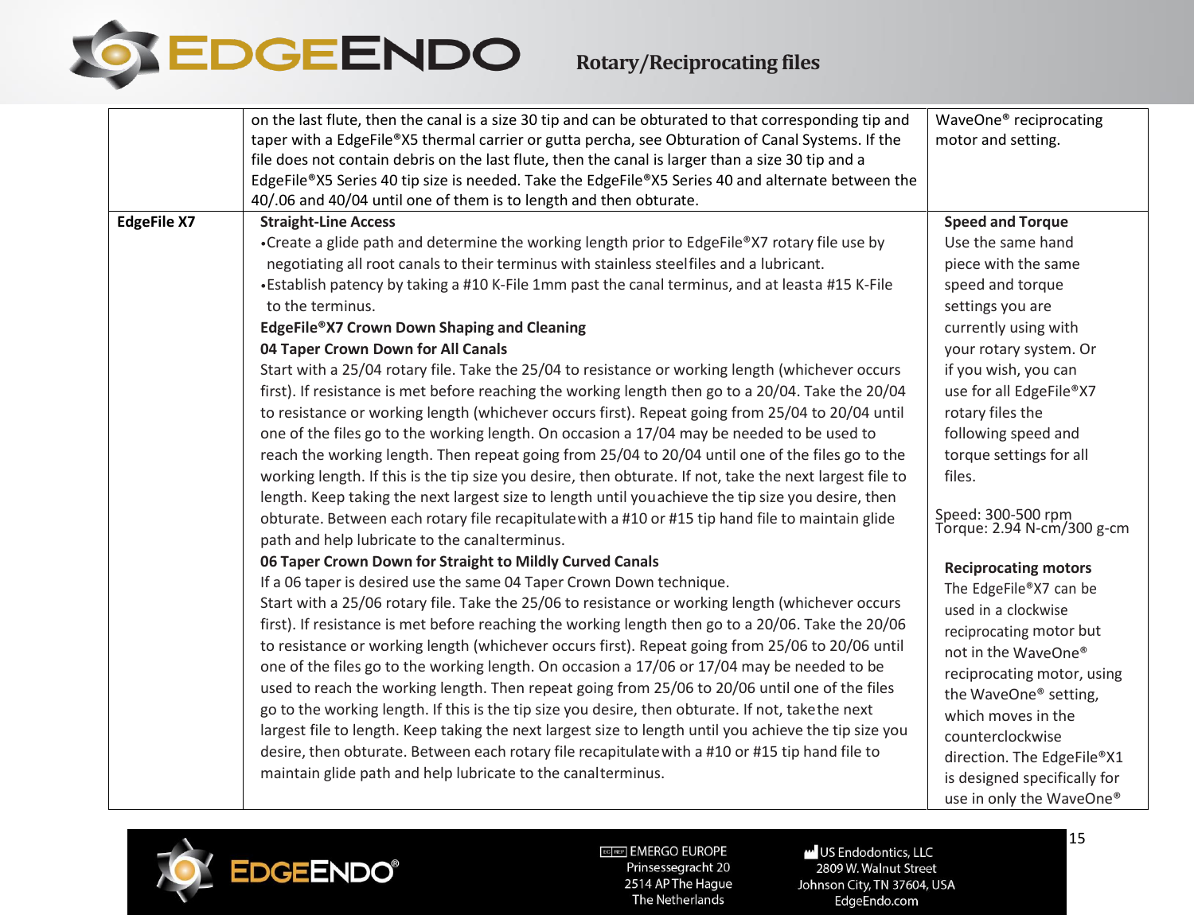| | | |
|---|---|---|
| | on the last flute, then the canal is a size 30 tip and can be obturated to that corresponding tip and taper with a EdgeFile®X5 thermal carrier or gutta percha, see Obturation of Canal Systems. If the file does not contain debris on the last flute, then the canal is larger than a size 30 tip and a EdgeFile®X5 Series 40 tip size is needed. Take the EdgeFile®X5 Series 40 and alternate between the 40/.06 and 40/04 until one of them is to length and then obturate. | WaveOne® reciprocating motor and setting. |
| **EdgeFile X7** | **Straight-Line Access**<br>•Create a glide path and determine the working length prior to EdgeFile®X7 rotary file use by negotiating all root canals to their terminus with stainless steelfiles and a lubricant.<br>•Establish patency by taking a #10 K-File 1mm past the canal terminus, and at leasta #15 K-File to the terminus.<br>**EdgeFile®X7 Crown Down Shaping and Cleaning**<br>**04 Taper Crown Down for All Canals**<br>Start with a 25/04 rotary file. Take the 25/04 to resistance or working length (whichever occurs first). If resistance is met before reaching the working length then go to a 20/04. Take the 20/04 to resistance or working length (whichever occurs first). Repeat going from 25/04 to 20/04 until one of the files go to the working length. On occasion a 17/04 may be needed to be used to reach the working length. Then repeat going from 25/04 to 20/04 until one of the files go to the working length. If this is the tip size you desire, then obturate. If not, take the next largest file to length. Keep taking the next largest size to length until youachieve the tip size you desire, then obturate. Between each rotary file recapitulatewith a #10 or #15 tip hand file to maintain glide path and help lubricate to the canalterminus.<br>**06 Taper Crown Down for Straight to Mildly Curved Canals**<br>If a 06 taper is desired use the same 04 Taper Crown Down technique.<br>Start with a 25/06 rotary file. Take the 25/06 to resistance or working length (whichever occurs first). If resistance is met before reaching the working length then go to a 20/06. Take the 20/06 to resistance or working length (whichever occurs first). Repeat going from 25/06 to 20/06 until one of the files go to the working length. On occasion a 17/06 or 17/04 may be needed to be used to reach the working length. Then repeat going from 25/06 to 20/06 until one of the files go to the working length. If this is the tip size you desire, then obturate. If not, takethe next largest file to length. Keep taking the next largest size to length until you achieve the tip size you desire, then obturate. Between each rotary file recapitulatewith a #10 or #15 tip hand file to maintain glide path and help lubricate to the canalterminus. | **Speed and Torque**<br>Use the same hand piece with the same speed and torque settings you are currently using with your rotary system. Or if you wish, you can use for all EdgeFile®X7 rotary files the following speed and torque settings for all files.<br><br>Speed: 300-500 rpm<br>Torque: 2.94 N-cm/300 g-cm<br><br>**Reciprocating motors**<br>The EdgeFile®X7 can be used in a clockwise reciprocating motor but not in the WaveOne® reciprocating motor, using the WaveOne® setting, which moves in the counterclockwise direction. The EdgeFile®X1 is designed specifically for use in only the WaveOne® |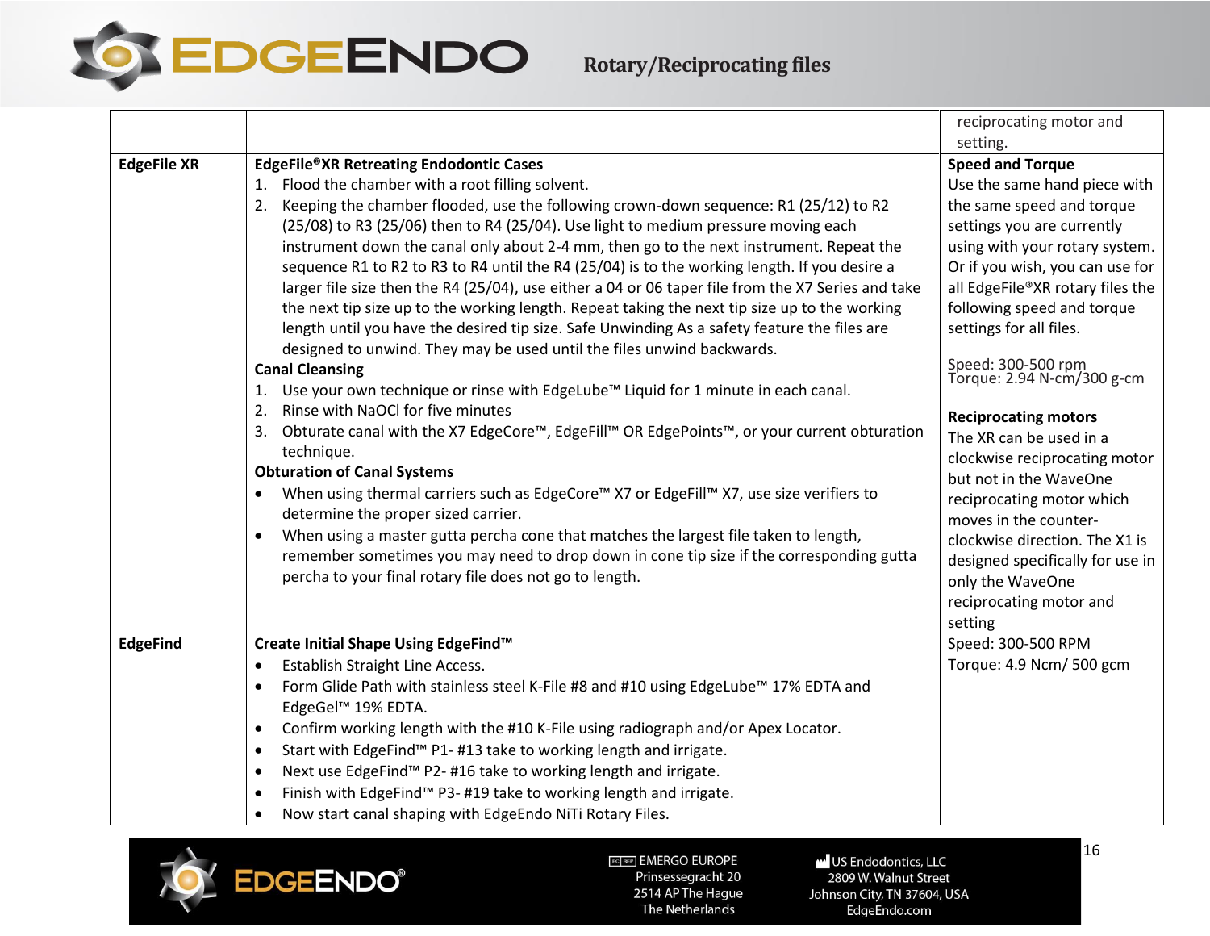| | | |
|---|---|---|
| | | reciprocating motor and setting. |
| **EdgeFile XR** | **EdgeFile®XR Retreating Endodontic Cases**<br>1. Flood the chamber with a root filling solvent.<br>2. Keeping the chamber flooded, use the following crown-down sequence: R1 (25/12) to R2 (25/08) to R3 (25/06) then to R4 (25/04). Use light to medium pressure moving each instrument down the canal only about 2-4 mm, then go to the next instrument. Repeat the sequence R1 to R2 to R3 to R4 until the R4 (25/04) is to the working length. If you desire a larger file size then the R4 (25/04), use either a 04 or 06 taper file from the X7 Series and take the next tip size up to the working length. Repeat taking the next tip size up to the working length until you have the desired tip size. Safe Unwinding As a safety feature the files are designed to unwind. They may be used until the files unwind backwards.<br>**Canal Cleansing**<br>1. Use your own technique or rinse with EdgeLube™ Liquid for 1 minute in each canal.<br>2. Rinse with NaOCl for five minutes<br>3. Obturate canal with the X7 EdgeCore™, EdgeFill™ OR EdgePoints™, or your current obturation technique.<br>**Obturation of Canal Systems**<br>• When using thermal carriers such as EdgeCore™ X7 or EdgeFill™ X7, use size verifiers to determine the proper sized carrier.<br>• When using a master gutta percha cone that matches the largest file taken to length, remember sometimes you may need to drop down in cone tip size if the corresponding gutta percha to your final rotary file does not go to length. | **Speed and Torque**<br>Use the same hand piece with the same speed and torque settings you are currently using with your rotary system. Or if you wish, you can use for all EdgeFile®XR rotary files the following speed and torque settings for all files.<br><br>Speed: 300-500 rpm<br>Torque: 2.94 N-cm/300 g-cm<br><br>**Reciprocating motors**<br>The XR can be used in a clockwise reciprocating motor but not in the WaveOne reciprocating motor which moves in the counter-clockwise direction. The X1 is designed specifically for use in only the WaveOne reciprocating motor and setting |
| **EdgeFind** | **Create Initial Shape Using EdgeFind™**<br>• Establish Straight Line Access.<br>• Form Glide Path with stainless steel K-File #8 and #10 using EdgeLube™ 17% EDTA and EdgeGel™ 19% EDTA.<br>• Confirm working length with the #10 K-File using radiograph and/or Apex Locator.<br>• Start with EdgeFind™ P1- #13 take to working length and irrigate.<br>• Next use EdgeFind™ P2- #16 take to working length and irrigate.<br>• Finish with EdgeFind™ P3- #19 take to working length and irrigate.<br>• Now start canal shaping with EdgeEndo NiTi Rotary Files. | Speed: 300-500 RPM<br>Torque: 4.9 Ncm/ 500 gcm |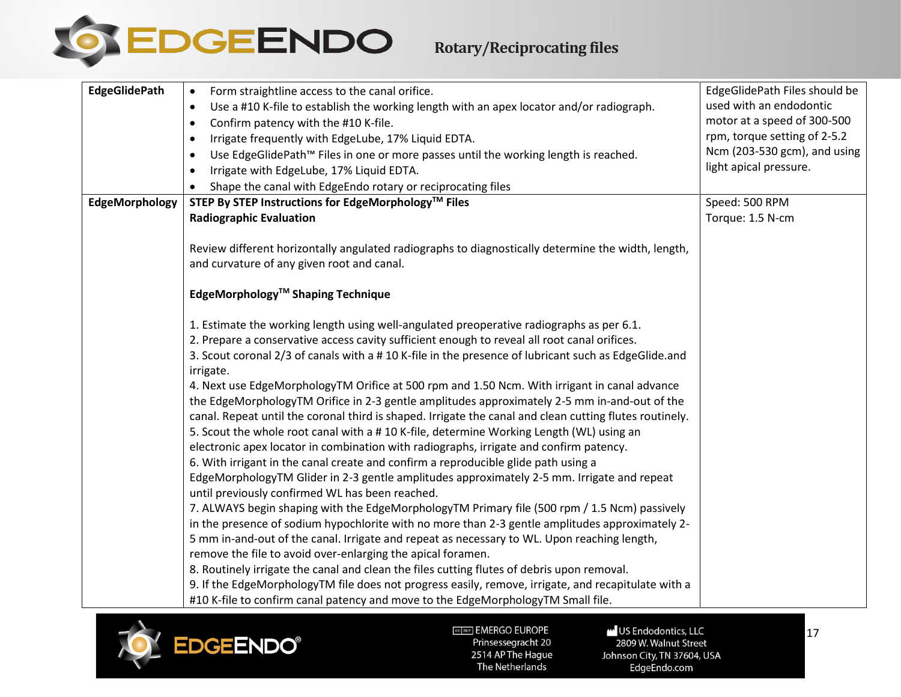## Rotary/Reciprocating files

| | | |
|---|---|---|
| **EdgeGlidePath** | • Form straightline access to the canal orifice.<br>• Use a #10 K-file to establish the working length with an apex locator and/or radiograph.<br>• Confirm patency with the #10 K-file.<br>• Irrigate frequently with EdgeLube, 17% Liquid EDTA.<br>• Use EdgeGlidePath™ Files in one or more passes until the working length is reached.<br>• Irrigate with EdgeLube, 17% Liquid EDTA.<br>• Shape the canal with EdgeEndo rotary or reciprocating files | EdgeGlidePath Files should be used with an endodontic motor at a speed of 300-500 rpm, torque setting of 2-5.2 Ncm (203-530 gcm), and using light apical pressure. |
| **EdgeMorphology** | **STEP By STEP Instructions for EdgeMorphology™ Files**<br>**Radiographic Evaluation**<br><br>Review different horizontally angulated radiographs to diagnostically determine the width, length, and curvature of any given root and canal.<br><br>**EdgeMorphology™ Shaping Technique**<br><br>1. Estimate the working length using well-angulated preoperative radiographs as per 6.1.<br>2. Prepare a conservative access cavity sufficient enough to reveal all root canal orifices.<br>3. Scout coronal 2/3 of canals with a # 10 K-file in the presence of lubricant such as EdgeGlide.and irrigate.<br>4. Next use EdgeMorphologyTM Orifice at 500 rpm and 1.50 Ncm. With irrigant in canal advance the EdgeMorphologyTM Orifice in 2-3 gentle amplitudes approximately 2-5 mm in-and-out of the canal. Repeat until the coronal third is shaped. Irrigate the canal and clean cutting flutes routinely.<br>5. Scout the whole root canal with a # 10 K-file, determine Working Length (WL) using an electronic apex locator in combination with radiographs, irrigate and confirm patency.<br>6. With irrigant in the canal create and confirm a reproducible glide path using a EdgeMorphologyTM Glider in 2-3 gentle amplitudes approximately 2-5 mm. Irrigate and repeat until previously confirmed WL has been reached.<br>7. ALWAYS begin shaping with the EdgeMorphologyTM Primary file (500 rpm / 1.5 Ncm) passively in the presence of sodium hypochlorite with no more than 2-3 gentle amplitudes approximately 2-5 mm in-and-out of the canal. Irrigate and repeat as necessary to WL. Upon reaching length, remove the file to avoid over-enlarging the apical foramen.<br>8. Routinely irrigate the canal and clean the files cutting flutes of debris upon removal.<br>9. If the EdgeMorphologyTM file does not progress easily, remove, irrigate, and recapitulate with a #10 K-file to confirm canal patency and move to the EdgeMorphologyTM Small file. | Speed: 500 RPM<br>Torque: 1.5 N-cm |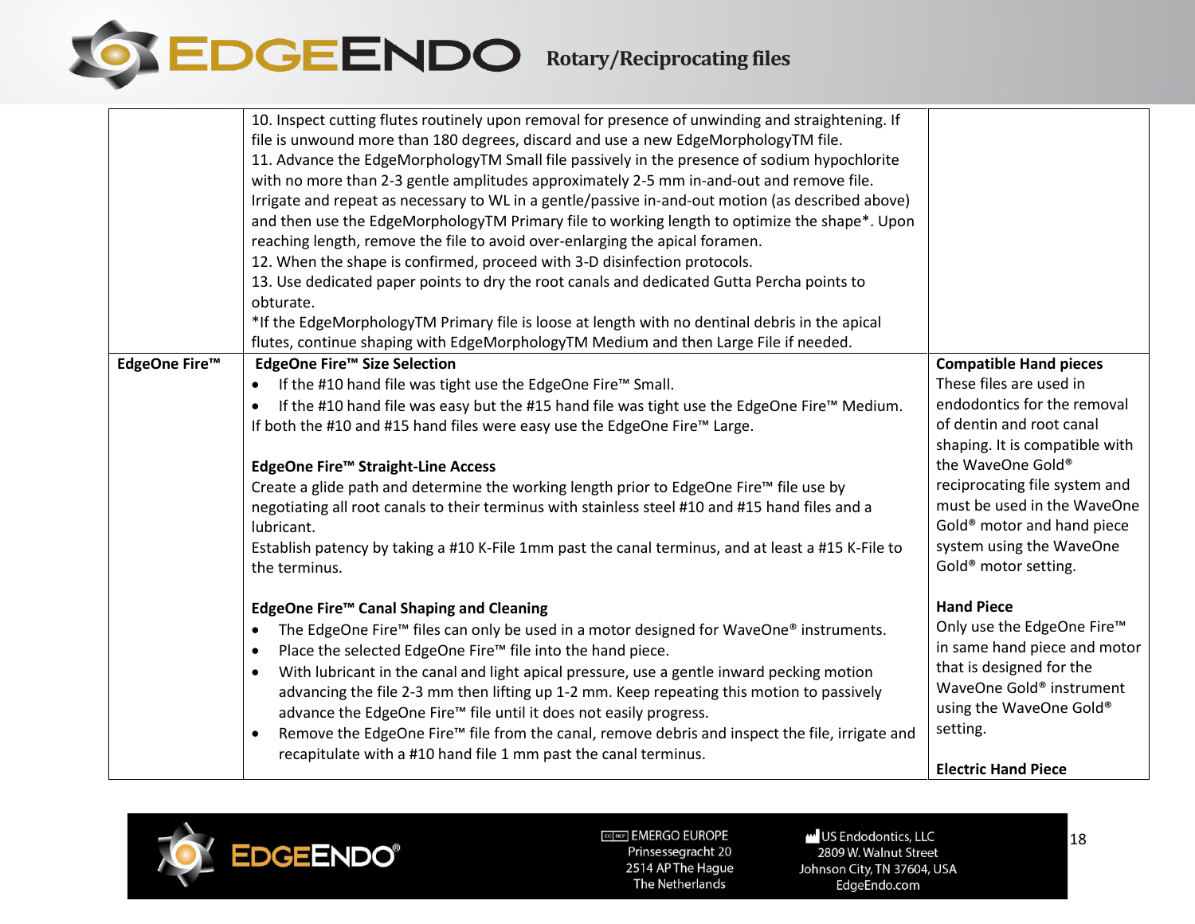| | | |
|---|---|---|
| | 10. Inspect cutting flutes routinely upon removal for presence of unwinding and straightening. If file is unwound more than 180 degrees, discard and use a new EdgeMorphologyTM file.<br>11. Advance the EdgeMorphologyTM Small file passively in the presence of sodium hypochlorite with no more than 2-3 gentle amplitudes approximately 2-5 mm in-and-out and remove file. Irrigate and repeat as necessary to WL in a gentle/passive in-and-out motion (as described above) and then use the EdgeMorphologyTM Primary file to working length to optimize the shape*. Upon reaching length, remove the file to avoid over-enlarging the apical foramen.<br>12. When the shape is confirmed, proceed with 3-D disinfection protocols.<br>13. Use dedicated paper points to dry the root canals and dedicated Gutta Percha points to obturate.<br>*If the EdgeMorphologyTM Primary file is loose at length with no dentinal debris in the apical flutes, continue shaping with EdgeMorphologyTM Medium and then Large File if needed. | |
| **EdgeOne Fire™** | **EdgeOne Fire™ Size Selection**<br>• If the #10 hand file was tight use the EdgeOne Fire™ Small.<br>• If the #10 hand file was easy but the #15 hand file was tight use the EdgeOne Fire™ Medium.<br>If both the #10 and #15 hand files were easy use the EdgeOne Fire™ Large.<br><br>**EdgeOne Fire™ Straight-Line Access**<br>Create a glide path and determine the working length prior to EdgeOne Fire™ file use by negotiating all root canals to their terminus with stainless steel #10 and #15 hand files and a lubricant.<br>Establish patency by taking a #10 K-File 1mm past the canal terminus, and at least a #15 K-File to the terminus.<br><br>**EdgeOne Fire™ Canal Shaping and Cleaning**<br>• The EdgeOne Fire™ files can only be used in a motor designed for WaveOne® instruments.<br>• Place the selected EdgeOne Fire™ file into the hand piece.<br>• With lubricant in the canal and light apical pressure, use a gentle inward pecking motion advancing the file 2-3 mm then lifting up 1-2 mm. Keep repeating this motion to passively advance the EdgeOne Fire™ file until it does not easily progress.<br>• Remove the EdgeOne Fire™ file from the canal, remove debris and inspect the file, irrigate and recapitulate with a #10 hand file 1 mm past the canal terminus. | **Compatible Hand pieces**<br>These files are used in endodontics for the removal of dentin and root canal shaping. It is compatible with the WaveOne Gold® reciprocating file system and must be used in the WaveOne Gold® motor and hand piece system using the WaveOne Gold® motor setting.<br><br>**Hand Piece**<br>Only use the EdgeOne Fire™ in same hand piece and motor that is designed for the WaveOne Gold® instrument using the WaveOne Gold® setting.<br><br>**Electric Hand Piece** |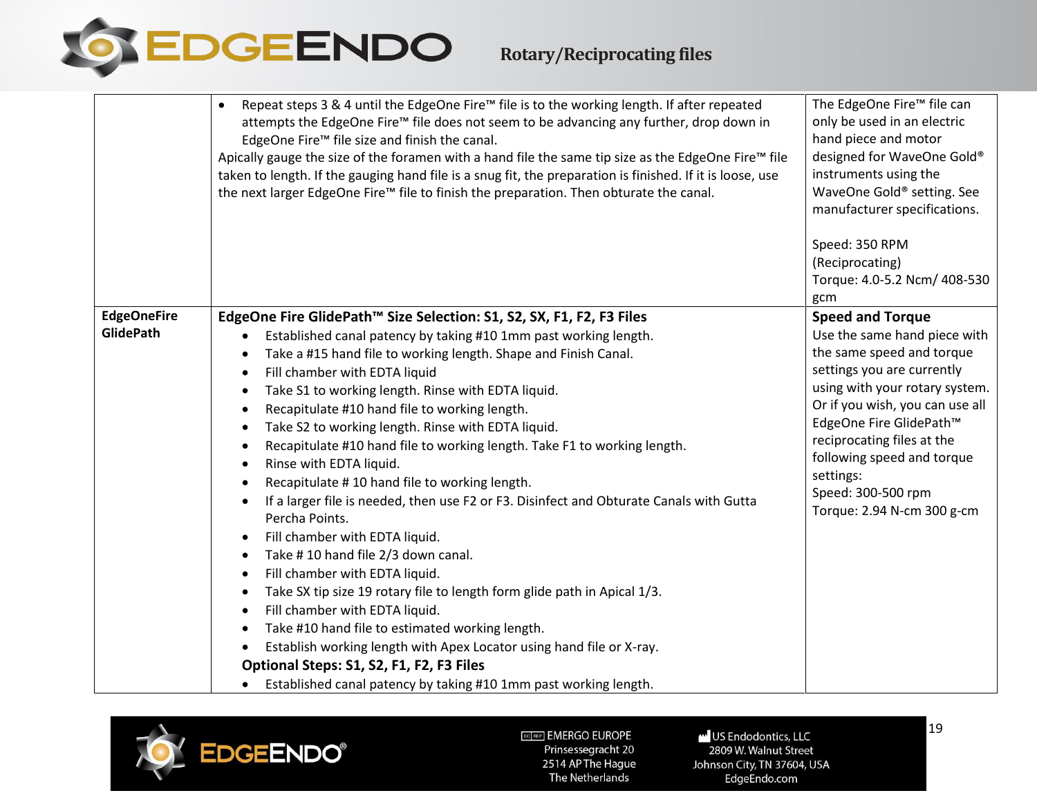| | | |
|---|---|---|
| | • Repeat steps 3 & 4 until the EdgeOne Fire™ file is to the working length. If after repeated attempts the EdgeOne Fire™ file does not seem to be advancing any further, drop down in EdgeOne Fire™ file size and finish the canal.<br>Apically gauge the size of the foramen with a hand file the same tip size as the EdgeOne Fire™ file taken to length. If the gauging hand file is a snug fit, the preparation is finished. If it is loose, use the next larger EdgeOne Fire™ file to finish the preparation. Then obturate the canal. | The EdgeOne Fire™ file can only be used in an electric hand piece and motor designed for WaveOne Gold® instruments using the WaveOne Gold® setting. See manufacturer specifications.<br><br>Speed: 350 RPM (Reciprocating)<br>Torque: 4.0-5.2 Ncm/ 408-530 gcm |
| **EdgeOneFire GlidePath** | **EdgeOne Fire GlidePath™ Size Selection: S1, S2, SX, F1, F2, F3 Files**<br>• Established canal patency by taking #10 1mm past working length.<br>• Take a #15 hand file to working length. Shape and Finish Canal.<br>• Fill chamber with EDTA liquid<br>• Take S1 to working length. Rinse with EDTA liquid.<br>• Recapitulate #10 hand file to working length.<br>• Take S2 to working length. Rinse with EDTA liquid.<br>• Recapitulate #10 hand file to working length. Take F1 to working length.<br>• Rinse with EDTA liquid.<br>• Recapitulate # 10 hand file to working length.<br>• If a larger file is needed, then use F2 or F3. Disinfect and Obturate Canals with Gutta Percha Points.<br>• Fill chamber with EDTA liquid.<br>• Take # 10 hand file 2/3 down canal.<br>• Fill chamber with EDTA liquid.<br>• Take SX tip size 19 rotary file to length form glide path in Apical 1/3.<br>• Fill chamber with EDTA liquid.<br>• Take #10 hand file to estimated working length.<br>• Establish working length with Apex Locator using hand file or X-ray.<br>**Optional Steps: S1, S2, F1, F2, F3 Files**<br>• Established canal patency by taking #10 1mm past working length. | **Speed and Torque**<br>Use the same hand piece with the same speed and torque settings you are currently using with your rotary system. Or if you wish, you can use all EdgeOne Fire GlidePath™ reciprocating files at the following speed and torque settings:<br>Speed: 300-500 rpm<br>Torque: 2.94 N-cm 300 g-cm |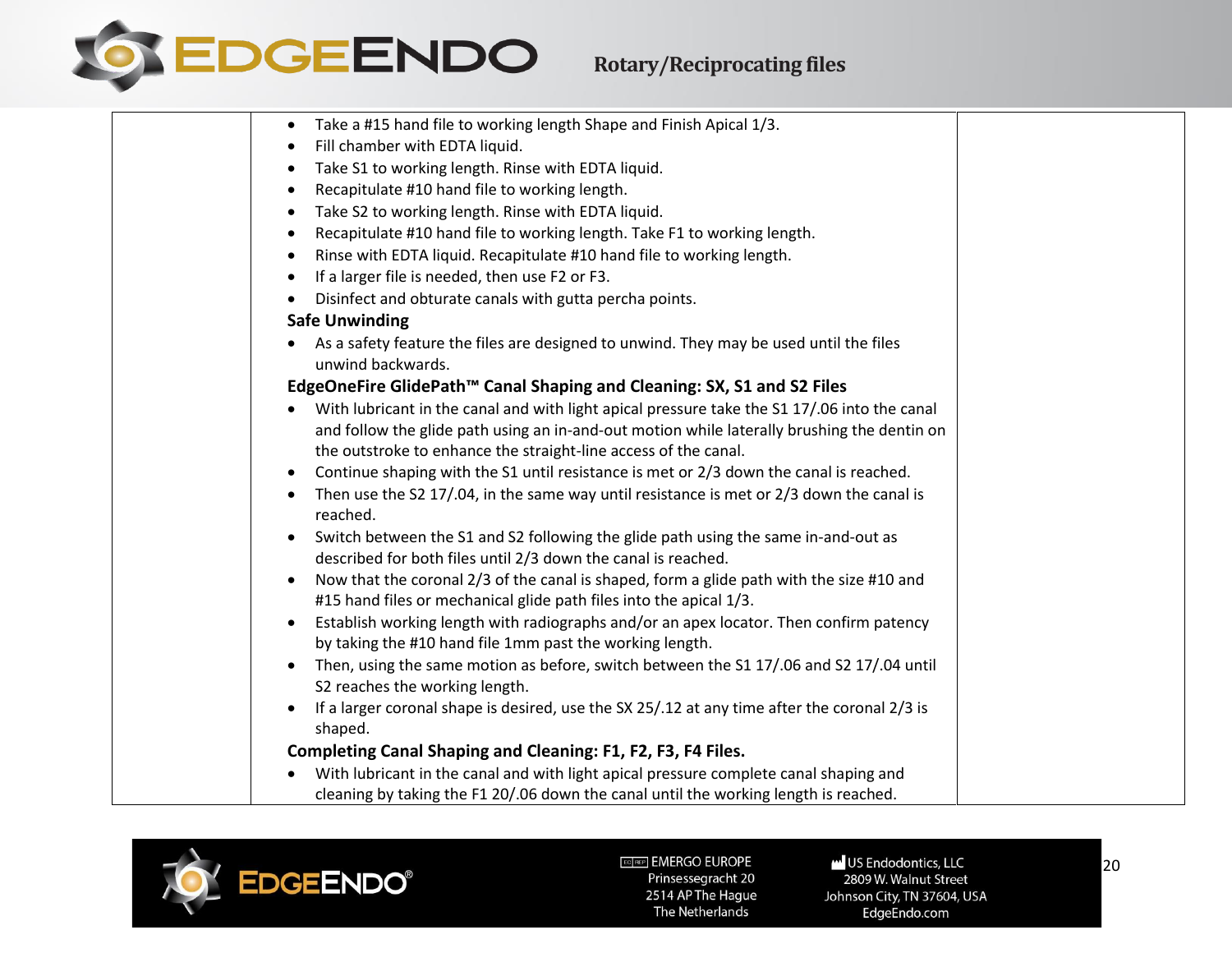- Take a #15 hand file to working length Shape and Finish Apical 1/3.
- Fill chamber with EDTA liquid.
- Take S1 to working length. Rinse with EDTA liquid.
- Recapitulate #10 hand file to working length.
- Take S2 to working length. Rinse with EDTA liquid.
- Recapitulate #10 hand file to working length. Take F1 to working length.
- Rinse with EDTA liquid. Recapitulate #10 hand file to working length.
- If a larger file is needed, then use F2 or F3.
- Disinfect and obturate canals with gutta percha points.

**Safe Unwinding**

- As a safety feature the files are designed to unwind. They may be used until the files unwind backwards.

**EdgeOneFire GlidePath™ Canal Shaping and Cleaning: SX, S1 and S2 Files**

- With lubricant in the canal and with light apical pressure take the S1 17/.06 into the canal and follow the glide path using an in-and-out motion while laterally brushing the dentin on the outstroke to enhance the straight-line access of the canal.
- Continue shaping with the S1 until resistance is met or 2/3 down the canal is reached.
- Then use the S2 17/.04, in the same way until resistance is met or 2/3 down the canal is reached.
- Switch between the S1 and S2 following the glide path using the same in-and-out as described for both files until 2/3 down the canal is reached.
- Now that the coronal 2/3 of the canal is shaped, form a glide path with the size #10 and #15 hand files or mechanical glide path files into the apical 1/3.
- Establish working length with radiographs and/or an apex locator. Then confirm patency by taking the #10 hand file 1mm past the working length.
- Then, using the same motion as before, switch between the S1 17/.06 and S2 17/.04 until S2 reaches the working length.
- If a larger coronal shape is desired, use the SX 25/.12 at any time after the coronal 2/3 is shaped.

**Completing Canal Shaping and Cleaning: F1, F2, F3, F4 Files.**

- With lubricant in the canal and with light apical pressure complete canal shaping and cleaning by taking the F1 20/.06 down the canal until the working length is reached.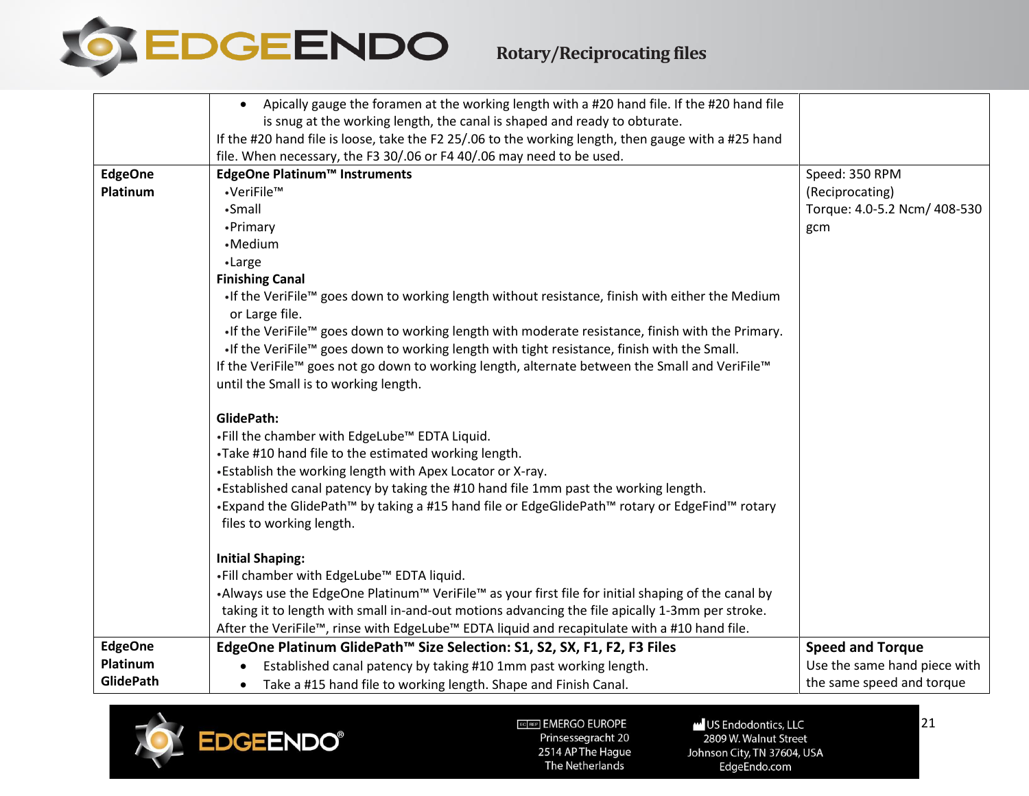| | | |
|---|---|---|
| | • Apically gauge the foramen at the working length with a #20 hand file. If the #20 hand file is snug at the working length, the canal is shaped and ready to obturate.<br>If the #20 hand file is loose, take the F2 25/.06 to the working length, then gauge with a #25 hand file. When necessary, the F3 30/.06 or F4 40/.06 may need to be used. | |
| **EdgeOne Platinum** | **EdgeOne Platinum™ Instruments**<br>•VeriFile™<br>•Small<br>•Primary<br>•Medium<br>•Large<br>**Finishing Canal**<br>•If the VeriFile™ goes down to working length without resistance, finish with either the Medium or Large file.<br>•If the VeriFile™ goes down to working length with moderate resistance, finish with the Primary.<br>•If the VeriFile™ goes down to working length with tight resistance, finish with the Small.<br>If the VeriFile™ goes not go down to working length, alternate between the Small and VeriFile™ until the Small is to working length.<br><br>**GlidePath:**<br>•Fill the chamber with EdgeLube™ EDTA Liquid.<br>•Take #10 hand file to the estimated working length.<br>•Establish the working length with Apex Locator or X-ray.<br>•Established canal patency by taking the #10 hand file 1mm past the working length.<br>•Expand the GlidePath™ by taking a #15 hand file or EdgeGlidePath™ rotary or EdgeFind™ rotary files to working length.<br><br>**Initial Shaping:**<br>•Fill chamber with EdgeLube™ EDTA liquid.<br>•Always use the EdgeOne Platinum™ VeriFile™ as your first file for initial shaping of the canal by taking it to length with small in-and-out motions advancing the file apically 1-3mm per stroke.<br>After the VeriFile™, rinse with EdgeLube™ EDTA liquid and recapitulate with a #10 hand file. | Speed: 350 RPM (Reciprocating)<br>Torque: 4.0-5.2 Ncm/ 408-530 gcm |
| **EdgeOne Platinum GlidePath** | **EdgeOne Platinum GlidePath™ Size Selection: S1, S2, SX, F1, F2, F3 Files**<br>• Established canal patency by taking #10 1mm past working length.<br>• Take a #15 hand file to working length. Shape and Finish Canal. | **Speed and Torque**<br>Use the same hand piece with the same speed and torque |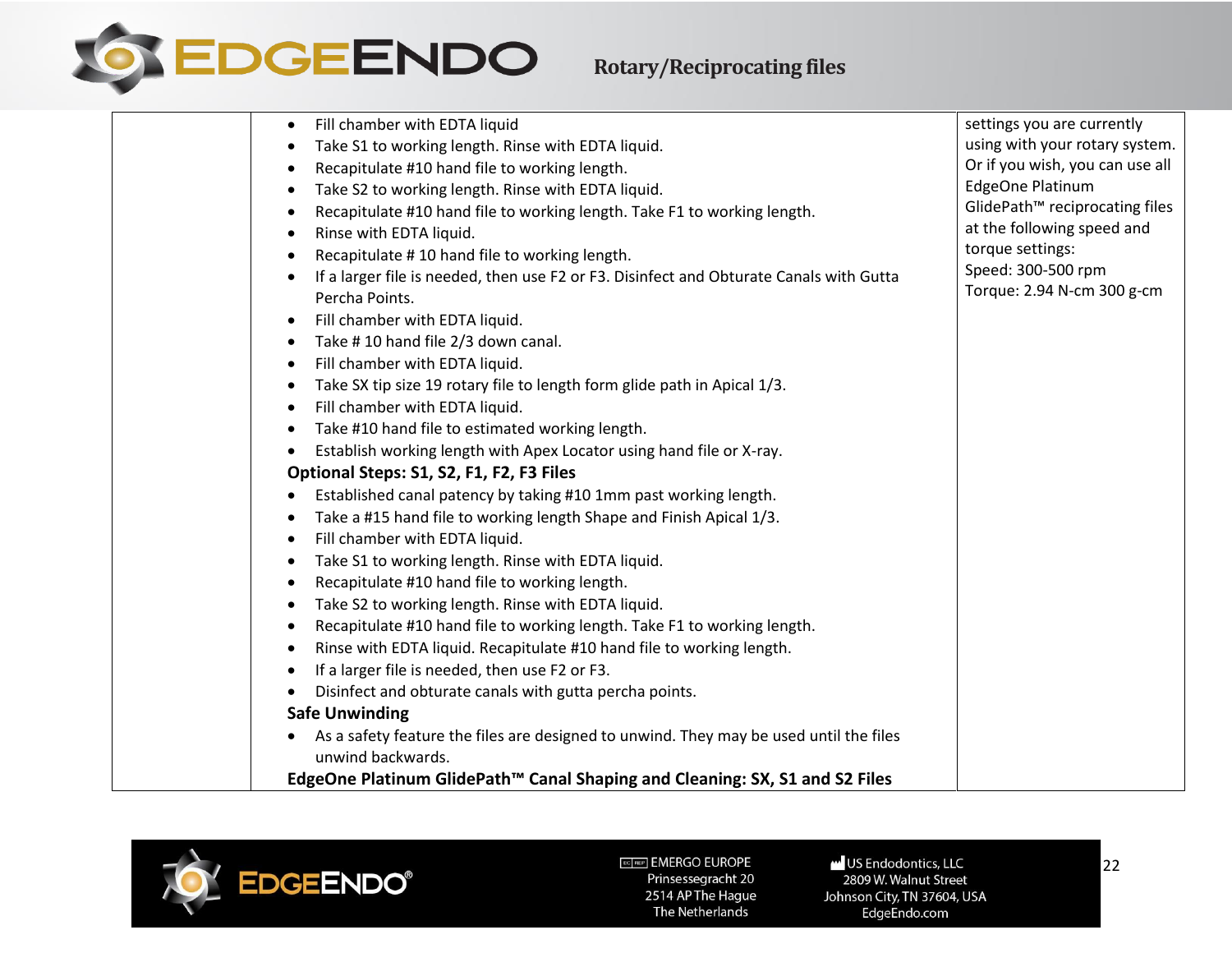| | | |
|---|---|---|
| | • Fill chamber with EDTA liquid<br>• Take S1 to working length. Rinse with EDTA liquid.<br>• Recapitulate #10 hand file to working length.<br>• Take S2 to working length. Rinse with EDTA liquid.<br>• Recapitulate #10 hand file to working length. Take F1 to working length.<br>• Rinse with EDTA liquid.<br>• Recapitulate # 10 hand file to working length.<br>• If a larger file is needed, then use F2 or F3. Disinfect and Obturate Canals with Gutta Percha Points.<br>• Fill chamber with EDTA liquid.<br>• Take # 10 hand file 2/3 down canal.<br>• Fill chamber with EDTA liquid.<br>• Take SX tip size 19 rotary file to length form glide path in Apical 1/3.<br>• Fill chamber with EDTA liquid.<br>• Take #10 hand file to estimated working length.<br>• Establish working length with Apex Locator using hand file or X-ray.<br>**Optional Steps: S1, S2, F1, F2, F3 Files**<br>• Established canal patency by taking #10 1mm past working length.<br>• Take a #15 hand file to working length Shape and Finish Apical 1/3.<br>• Fill chamber with EDTA liquid.<br>• Take S1 to working length. Rinse with EDTA liquid.<br>• Recapitulate #10 hand file to working length.<br>• Take S2 to working length. Rinse with EDTA liquid.<br>• Recapitulate #10 hand file to working length. Take F1 to working length.<br>• Rinse with EDTA liquid. Recapitulate #10 hand file to working length.<br>• If a larger file is needed, then use F2 or F3.<br>• Disinfect and obturate canals with gutta percha points.<br>**Safe Unwinding**<br>• As a safety feature the files are designed to unwind. They may be used until the files unwind backwards.<br>**EdgeOne Platinum GlidePath™ Canal Shaping and Cleaning: SX, S1 and S2 Files** | settings you are currently using with your rotary system. Or if you wish, you can use all EdgeOne Platinum GlidePath™ reciprocating files at the following speed and torque settings:<br>Speed: 300-500 rpm<br>Torque: 2.94 N-cm 300 g-cm |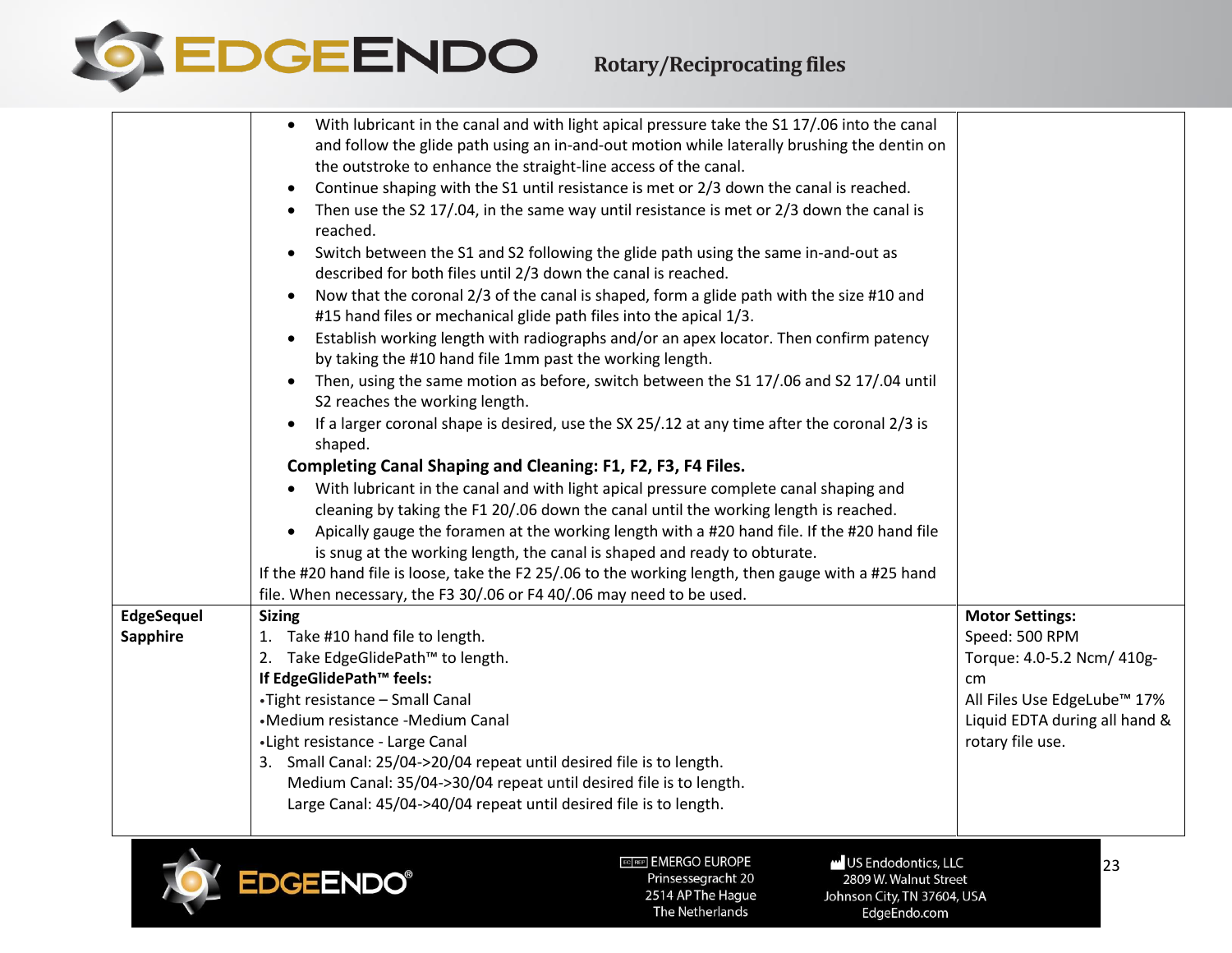| | | |
|---|---|---|
| | • With lubricant in the canal and with light apical pressure take the S1 17/.06 into the canal and follow the glide path using an in-and-out motion while laterally brushing the dentin on the outstroke to enhance the straight-line access of the canal.<br>• Continue shaping with the S1 until resistance is met or 2/3 down the canal is reached.<br>• Then use the S2 17/.04, in the same way until resistance is met or 2/3 down the canal is reached.<br>• Switch between the S1 and S2 following the glide path using the same in-and-out as described for both files until 2/3 down the canal is reached.<br>• Now that the coronal 2/3 of the canal is shaped, form a glide path with the size #10 and #15 hand files or mechanical glide path files into the apical 1/3.<br>• Establish working length with radiographs and/or an apex locator. Then confirm patency by taking the #10 hand file 1mm past the working length.<br>• Then, using the same motion as before, switch between the S1 17/.06 and S2 17/.04 until S2 reaches the working length.<br>• If a larger coronal shape is desired, use the SX 25/.12 at any time after the coronal 2/3 is shaped.<br>**Completing Canal Shaping and Cleaning: F1, F2, F3, F4 Files.**<br>• With lubricant in the canal and with light apical pressure complete canal shaping and cleaning by taking the F1 20/.06 down the canal until the working length is reached.<br>• Apically gauge the foramen at the working length with a #20 hand file. If the #20 hand file is snug at the working length, the canal is shaped and ready to obturate.<br>If the #20 hand file is loose, take the F2 25/.06 to the working length, then gauge with a #25 hand file. When necessary, the F3 30/.06 or F4 40/.06 may need to be used. | |
| **EdgeSequel Sapphire** | **Sizing**<br>1. Take #10 hand file to length.<br>2. Take EdgeGlidePath™ to length.<br>**If EdgeGlidePath™ feels:**<br>•Tight resistance – Small Canal<br>•Medium resistance -Medium Canal<br>•Light resistance - Large Canal<br>3. Small Canal: 25/04->20/04 repeat until desired file is to length.<br>Medium Canal: 35/04->30/04 repeat until desired file is to length.<br>Large Canal: 45/04->40/04 repeat until desired file is to length. | **Motor Settings:**<br>Speed: 500 RPM<br>Torque: 4.0-5.2 Ncm/ 410g-cm<br>All Files Use EdgeLube™ 17% Liquid EDTA during all hand & rotary file use. |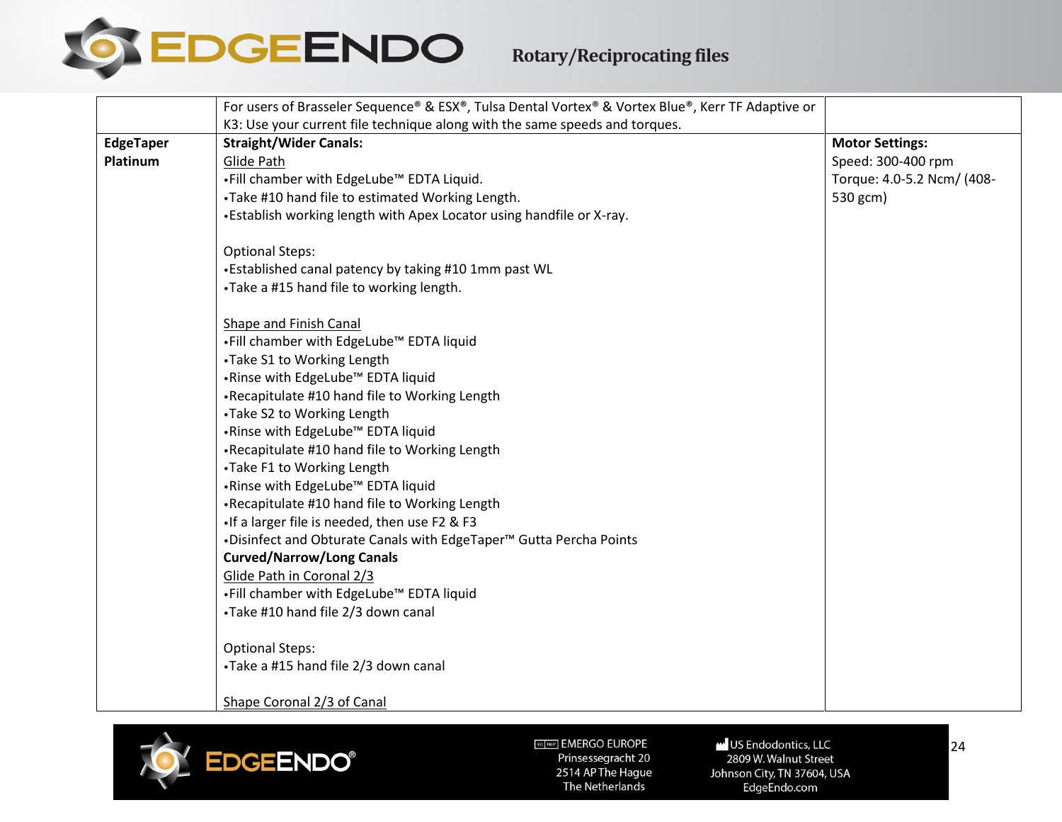| | | |
|---|---|---|
| | For users of Brasseler Sequence® & ESX®, Tulsa Dental Vortex® & Vortex Blue®, Kerr TF Adaptive or K3: Use your current file technique along with the same speeds and torques. | |
| **EdgeTaper Platinum** | **Straight/Wider Canals:**<br>Glide Path<br>•Fill chamber with EdgeLube™ EDTA Liquid.<br>•Take #10 hand file to estimated Working Length.<br>•Establish working length with Apex Locator using handfile or X-ray.<br><br>Optional Steps:<br>•Established canal patency by taking #10 1mm past WL<br>•Take a #15 hand file to working length.<br><br>Shape and Finish Canal<br>•Fill chamber with EdgeLube™ EDTA liquid<br>•Take S1 to Working Length<br>•Rinse with EdgeLube™ EDTA liquid<br>•Recapitulate #10 hand file to Working Length<br>•Take S2 to Working Length<br>•Rinse with EdgeLube™ EDTA liquid<br>•Recapitulate #10 hand file to Working Length<br>•Take F1 to Working Length<br>•Rinse with EdgeLube™ EDTA liquid<br>•Recapitulate #10 hand file to Working Length<br>•If a larger file is needed, then use F2 & F3<br>•Disinfect and Obturate Canals with EdgeTaper™ Gutta Percha Points<br>**Curved/Narrow/Long Canals**<br>Glide Path in Coronal 2/3<br>•Fill chamber with EdgeLube™ EDTA liquid<br>•Take #10 hand file 2/3 down canal<br><br>Optional Steps:<br>•Take a #15 hand file 2/3 down canal<br><br>Shape Coronal 2/3 of Canal | **Motor Settings:**<br>Speed: 300-400 rpm<br>Torque: 4.0-5.2 Ncm/ (408-530 gcm) |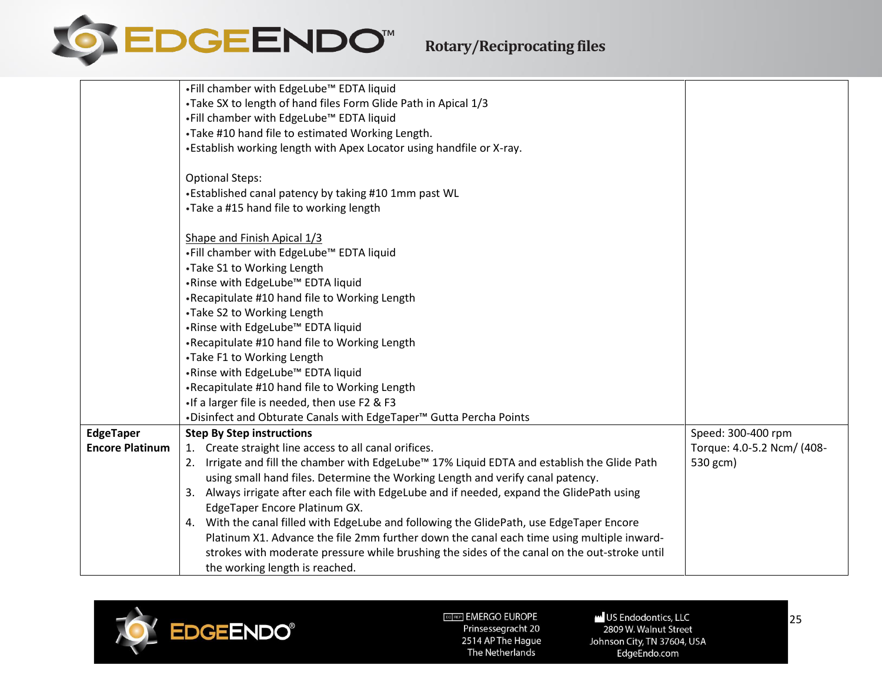| | | |
|---|---|---|
| | •Fill chamber with EdgeLube™ EDTA liquid<br>•Take SX to length of hand files Form Glide Path in Apical 1/3<br>•Fill chamber with EdgeLube™ EDTA liquid<br>•Take #10 hand file to estimated Working Length.<br>•Establish working length with Apex Locator using handfile or X-ray.<br><br>Optional Steps:<br>•Established canal patency by taking #10 1mm past WL<br>•Take a #15 hand file to working length<br><br><u>Shape and Finish Apical 1/3</u><br>•Fill chamber with EdgeLube™ EDTA liquid<br>•Take S1 to Working Length<br>•Rinse with EdgeLube™ EDTA liquid<br>•Recapitulate #10 hand file to Working Length<br>•Take S2 to Working Length<br>•Rinse with EdgeLube™ EDTA liquid<br>•Recapitulate #10 hand file to Working Length<br>•Take F1 to Working Length<br>•Rinse with EdgeLube™ EDTA liquid<br>•Recapitulate #10 hand file to Working Length<br>•If a larger file is needed, then use F2 & F3<br>•Disinfect and Obturate Canals with EdgeTaper™ Gutta Percha Points | |
| **EdgeTaper Encore Platinum** | **Step By Step instructions**<br>1. Create straight line access to all canal orifices.<br>2. Irrigate and fill the chamber with EdgeLube™ 17% Liquid EDTA and establish the Glide Path using small hand files. Determine the Working Length and verify canal patency.<br>3. Always irrigate after each file with EdgeLube and if needed, expand the GlidePath using EdgeTaper Encore Platinum GX.<br>4. With the canal filled with EdgeLube and following the GlidePath, use EdgeTaper Encore Platinum X1. Advance the file 2mm further down the canal each time using multiple inward-strokes with moderate pressure while brushing the sides of the canal on the out-stroke until the working length is reached. | Speed: 300-400 rpm<br>Torque: 4.0-5.2 Ncm/ (408-530 gcm) |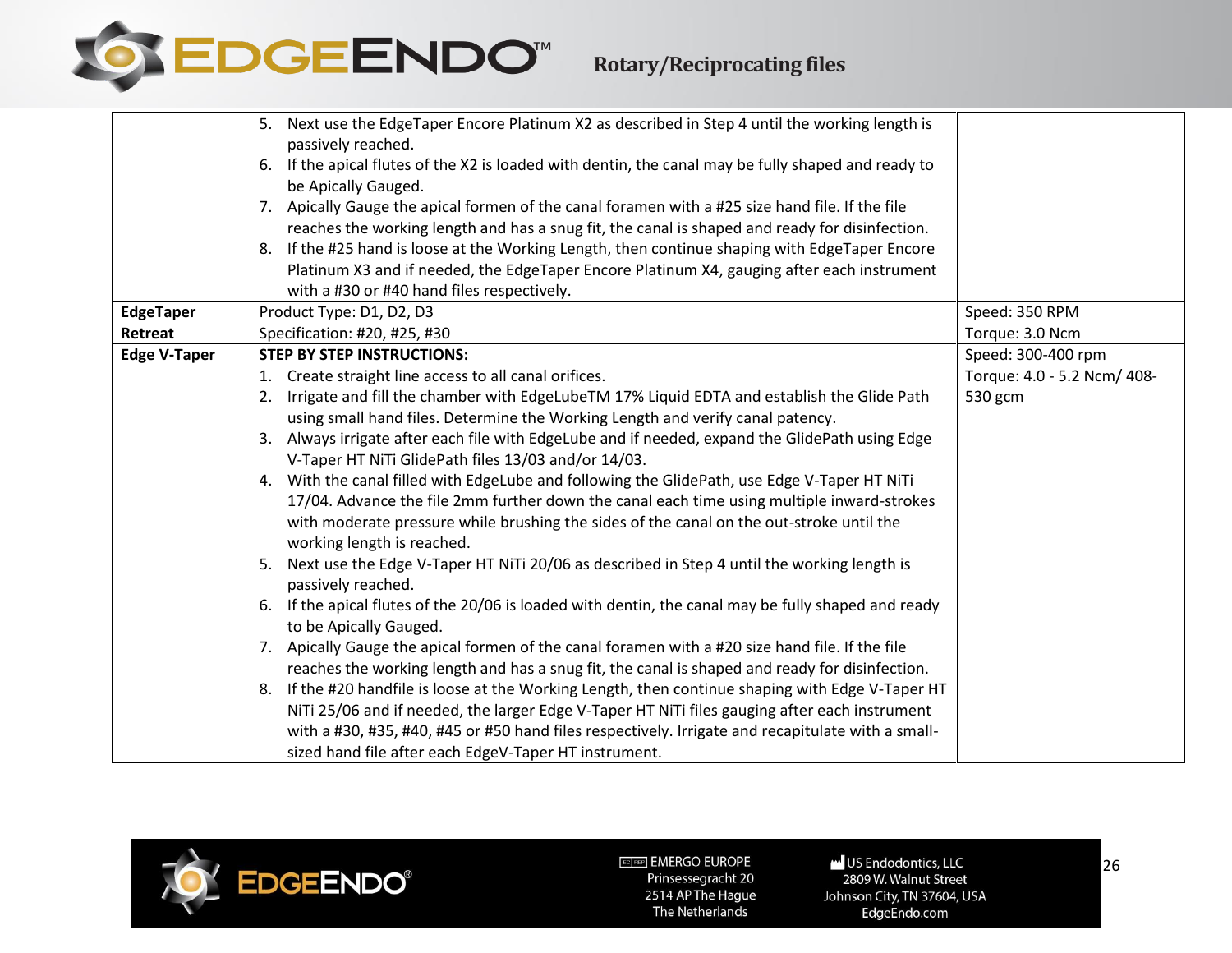| | | |
|---|---|---|
| | 5. Next use the EdgeTaper Encore Platinum X2 as described in Step 4 until the working length is passively reached.<br>6. If the apical flutes of the X2 is loaded with dentin, the canal may be fully shaped and ready to be Apically Gauged.<br>7. Apically Gauge the apical formen of the canal foramen with a #25 size hand file. If the file reaches the working length and has a snug fit, the canal is shaped and ready for disinfection.<br>8. If the #25 hand is loose at the Working Length, then continue shaping with EdgeTaper Encore Platinum X3 and if needed, the EdgeTaper Encore Platinum X4, gauging after each instrument with a #30 or #40 hand files respectively. | |
| **EdgeTaper Retreat** | Product Type: D1, D2, D3<br>Specification: #20, #25, #30 | Speed: 350 RPM<br>Torque: 3.0 Ncm |
| **Edge V-Taper** | **STEP BY STEP INSTRUCTIONS:**<br>1. Create straight line access to all canal orifices.<br>2. Irrigate and fill the chamber with EdgeLubeTM 17% Liquid EDTA and establish the Glide Path using small hand files. Determine the Working Length and verify canal patency.<br>3. Always irrigate after each file with EdgeLube and if needed, expand the GlidePath using Edge V-Taper HT NiTi GlidePath files 13/03 and/or 14/03.<br>4. With the canal filled with EdgeLube and following the GlidePath, use Edge V-Taper HT NiTi 17/04. Advance the file 2mm further down the canal each time using multiple inward-strokes with moderate pressure while brushing the sides of the canal on the out-stroke until the working length is reached.<br>5. Next use the Edge V-Taper HT NiTi 20/06 as described in Step 4 until the working length is passively reached.<br>6. If the apical flutes of the 20/06 is loaded with dentin, the canal may be fully shaped and ready to be Apically Gauged.<br>7. Apically Gauge the apical formen of the canal foramen with a #20 size hand file. If the file reaches the working length and has a snug fit, the canal is shaped and ready for disinfection.<br>8. If the #20 handfile is loose at the Working Length, then continue shaping with Edge V-Taper HT NiTi 25/06 and if needed, the larger Edge V-Taper HT NiTi files gauging after each instrument with a #30, #35, #40, #45 or #50 hand files respectively. Irrigate and recapitulate with a small-sized hand file after each EdgeV-Taper HT instrument. | Speed: 300-400 rpm<br>Torque: 4.0 - 5.2 Ncm/ 408-530 gcm |